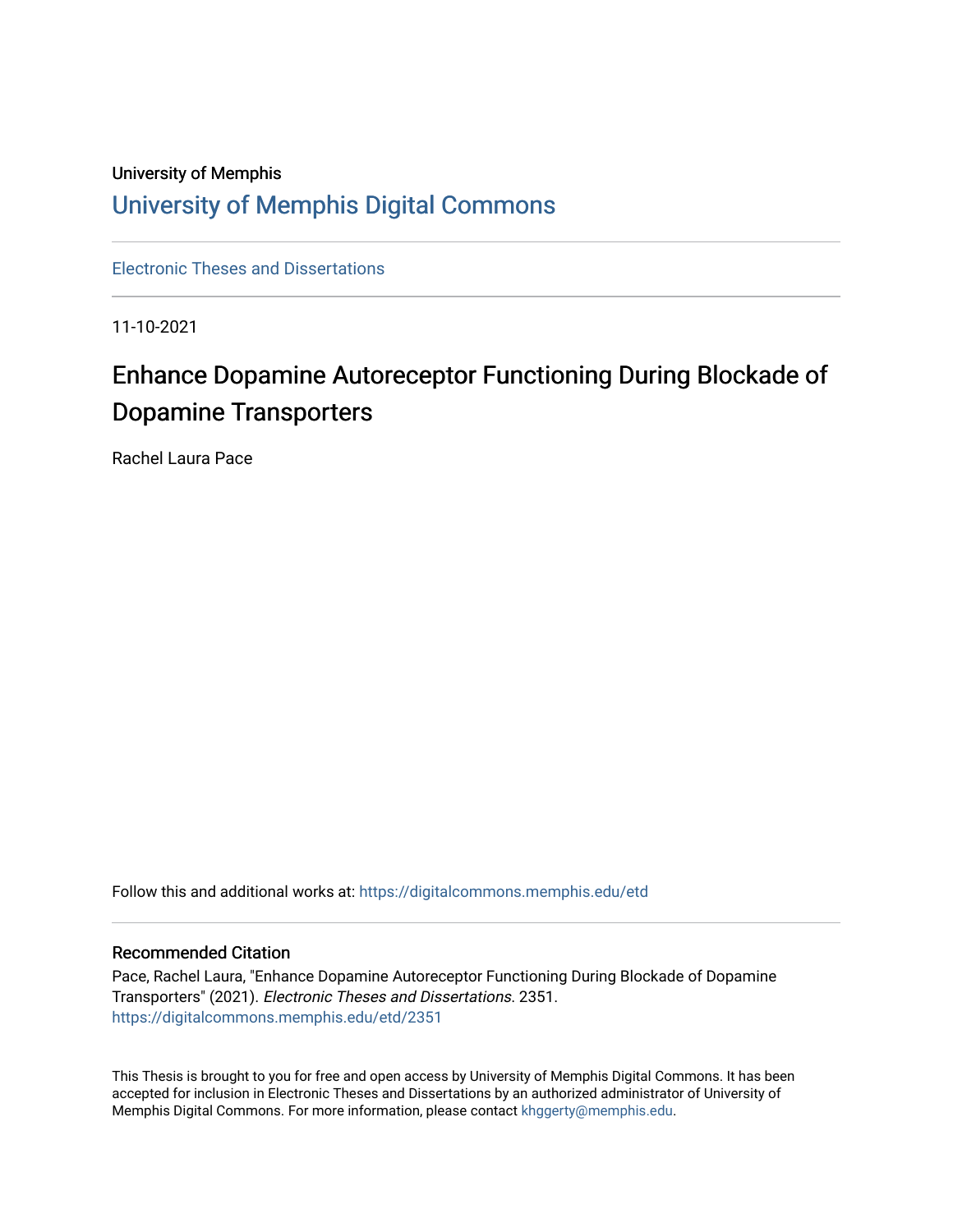University of Memphis

# University of Memphis Digital Commons

Electronic Theses and Dissertations

11-10-2021

## Enhance Dopamine Autoreceptor Functioning During Blockade of Dopamine Transporters

Rachel Laura Pace

Follow this and additional works at: https://digitalcommons.memphis.edu/etd

### Recommended Citation

Pace, Rachel Laura, "Enhance Dopamine Autoreceptor Functioning During Blockade of Dopamine Transporters" (2021). *Electronic Theses and Dissertations*. 2351.
https://digitalcommons.memphis.edu/etd/2351

This Thesis is brought to you for free and open access by University of Memphis Digital Commons. It has been accepted for inclusion in Electronic Theses and Dissertations by an authorized administrator of University of Memphis Digital Commons. For more information, please contact khggerty@memphis.edu.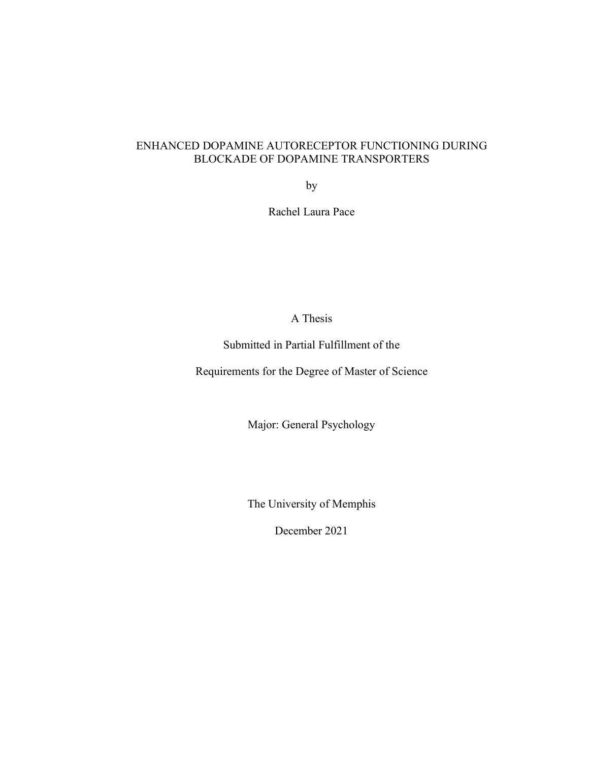# ENHANCED DOPAMINE AUTORECEPTOR FUNCTIONING DURING BLOCKADE OF DOPAMINE TRANSPORTERS

by

Rachel Laura Pace

A Thesis

Submitted in Partial Fulfillment of the

Requirements for the Degree of Master of Science

Major: General Psychology

The University of Memphis

December 2021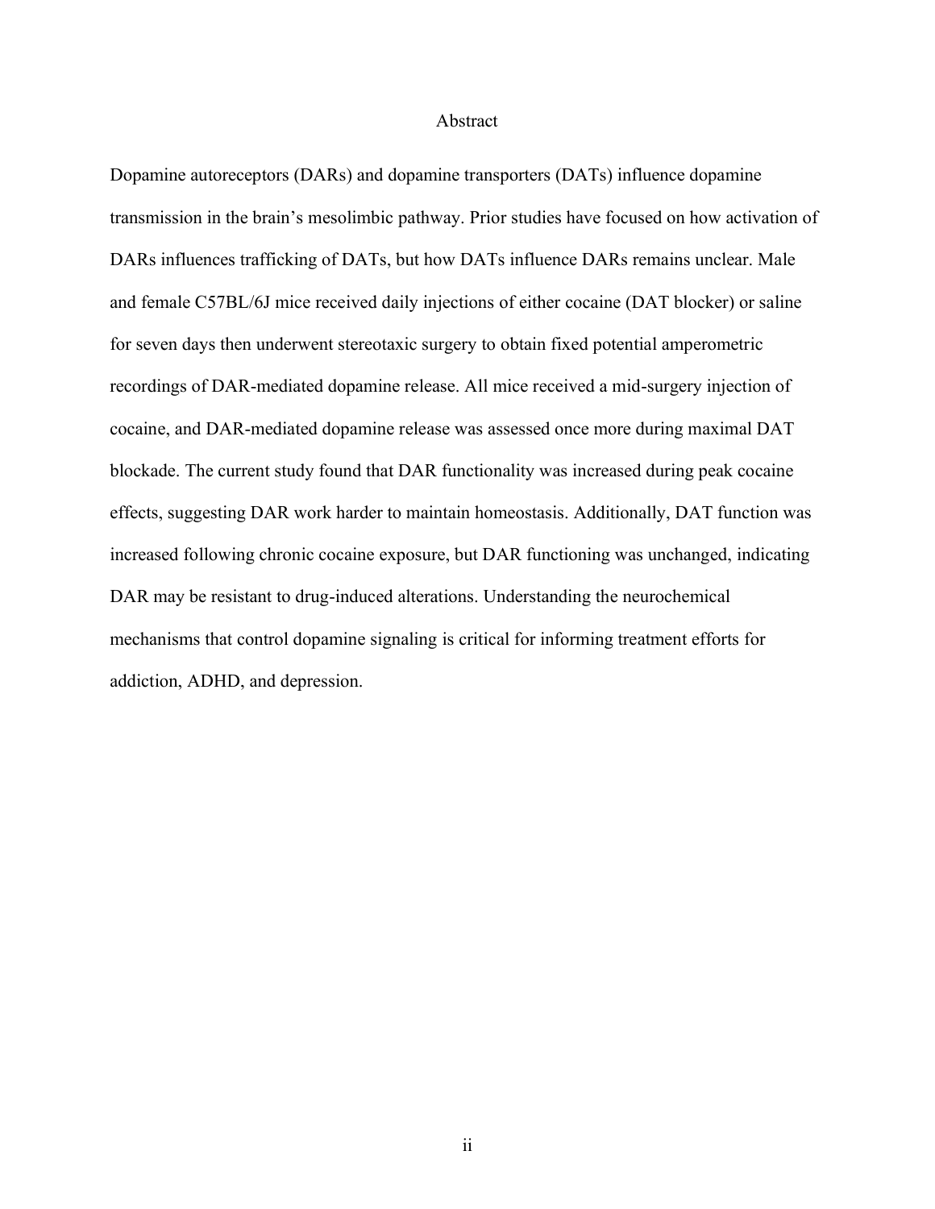# Abstract

Dopamine autoreceptors (DARs) and dopamine transporters (DATs) influence dopamine transmission in the brain's mesolimbic pathway. Prior studies have focused on how activation of DARs influences trafficking of DATs, but how DATs influence DARs remains unclear. Male and female C57BL/6J mice received daily injections of either cocaine (DAT blocker) or saline for seven days then underwent stereotaxic surgery to obtain fixed potential amperometric recordings of DAR-mediated dopamine release. All mice received a mid-surgery injection of cocaine, and DAR-mediated dopamine release was assessed once more during maximal DAT blockade. The current study found that DAR functionality was increased during peak cocaine effects, suggesting DAR work harder to maintain homeostasis. Additionally, DAT function was increased following chronic cocaine exposure, but DAR functioning was unchanged, indicating DAR may be resistant to drug-induced alterations. Understanding the neurochemical mechanisms that control dopamine signaling is critical for informing treatment efforts for addiction, ADHD, and depression.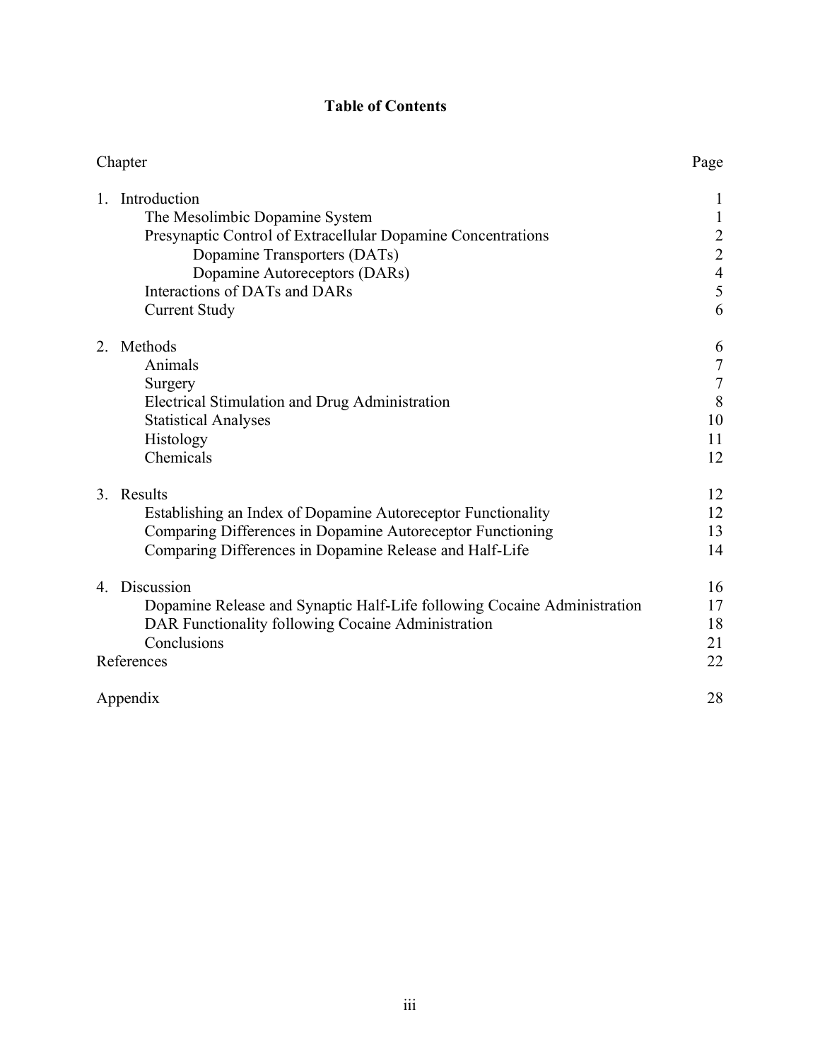# Table of Contents

| Chapter | Page |
|---|---|
| 1. Introduction | 1 |
| The Mesolimbic Dopamine System | 1 |
| Presynaptic Control of Extracellular Dopamine Concentrations | 2 |
| Dopamine Transporters (DATs) | 2 |
| Dopamine Autoreceptors (DARs) | 4 |
| Interactions of DATs and DARs | 5 |
| Current Study | 6 |
| 2. Methods | 6 |
| Animals | 7 |
| Surgery | 7 |
| Electrical Stimulation and Drug Administration | 8 |
| Statistical Analyses | 10 |
| Histology | 11 |
| Chemicals | 12 |
| 3. Results | 12 |
| Establishing an Index of Dopamine Autoreceptor Functionality | 12 |
| Comparing Differences in Dopamine Autoreceptor Functioning | 13 |
| Comparing Differences in Dopamine Release and Half-Life | 14 |
| 4. Discussion | 16 |
| Dopamine Release and Synaptic Half-Life following Cocaine Administration | 17 |
| DAR Functionality following Cocaine Administration | 18 |
| Conclusions | 21 |
| References | 22 |
| Appendix | 28 |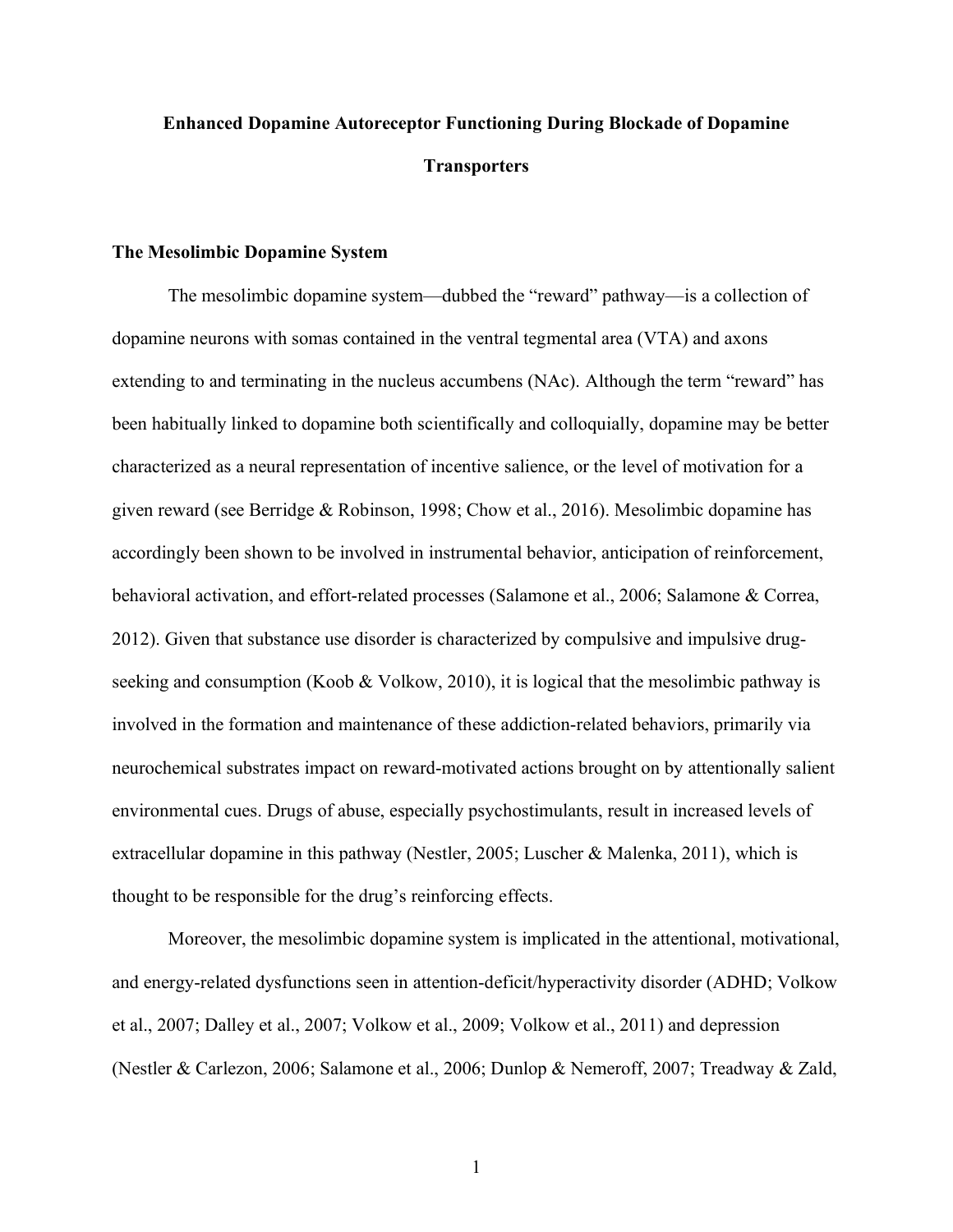# Enhanced Dopamine Autoreceptor Functioning During Blockade of Dopamine Transporters

## The Mesolimbic Dopamine System

The mesolimbic dopamine system—dubbed the "reward" pathway—is a collection of dopamine neurons with somas contained in the ventral tegmental area (VTA) and axons extending to and terminating in the nucleus accumbens (NAc). Although the term "reward" has been habitually linked to dopamine both scientifically and colloquially, dopamine may be better characterized as a neural representation of incentive salience, or the level of motivation for a given reward (see Berridge & Robinson, 1998; Chow et al., 2016). Mesolimbic dopamine has accordingly been shown to be involved in instrumental behavior, anticipation of reinforcement, behavioral activation, and effort-related processes (Salamone et al., 2006; Salamone & Correa, 2012). Given that substance use disorder is characterized by compulsive and impulsive drug-seeking and consumption (Koob & Volkow, 2010), it is logical that the mesolimbic pathway is involved in the formation and maintenance of these addiction-related behaviors, primarily via neurochemical substrates impact on reward-motivated actions brought on by attentionally salient environmental cues. Drugs of abuse, especially psychostimulants, result in increased levels of extracellular dopamine in this pathway (Nestler, 2005; Luscher & Malenka, 2011), which is thought to be responsible for the drug's reinforcing effects.

Moreover, the mesolimbic dopamine system is implicated in the attentional, motivational, and energy-related dysfunctions seen in attention-deficit/hyperactivity disorder (ADHD; Volkow et al., 2007; Dalley et al., 2007; Volkow et al., 2009; Volkow et al., 2011) and depression (Nestler & Carlezon, 2006; Salamone et al., 2006; Dunlop & Nemeroff, 2007; Treadway & Zald,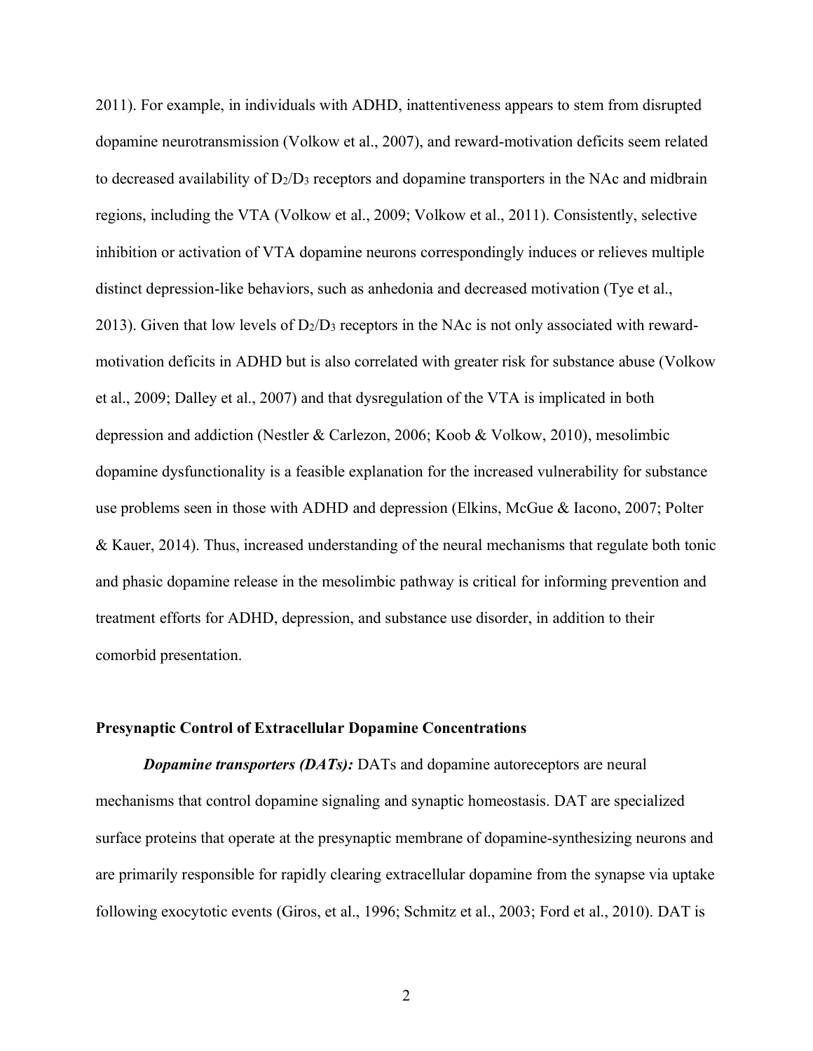2011). For example, in individuals with ADHD, inattentiveness appears to stem from disrupted dopamine neurotransmission (Volkow et al., 2007), and reward-motivation deficits seem related to decreased availability of $D_2/D_3$ receptors and dopamine transporters in the NAc and midbrain regions, including the VTA (Volkow et al., 2009; Volkow et al., 2011). Consistently, selective inhibition or activation of VTA dopamine neurons correspondingly induces or relieves multiple distinct depression-like behaviors, such as anhedonia and decreased motivation (Tye et al., 2013). Given that low levels of $D_2/D_3$ receptors in the NAc is not only associated with reward-motivation deficits in ADHD but is also correlated with greater risk for substance abuse (Volkow et al., 2009; Dalley et al., 2007) and that dysregulation of the VTA is implicated in both depression and addiction (Nestler & Carlezon, 2006; Koob & Volkow, 2010), mesolimbic dopamine dysfunctionality is a feasible explanation for the increased vulnerability for substance use problems seen in those with ADHD and depression (Elkins, McGue & Iacono, 2007; Polter & Kauer, 2014). Thus, increased understanding of the neural mechanisms that regulate both tonic and phasic dopamine release in the mesolimbic pathway is critical for informing prevention and treatment efforts for ADHD, depression, and substance use disorder, in addition to their comorbid presentation.

## Presynaptic Control of Extracellular Dopamine Concentrations

***Dopamine transporters (DATs):*** DATs and dopamine autoreceptors are neural mechanisms that control dopamine signaling and synaptic homeostasis. DAT are specialized surface proteins that operate at the presynaptic membrane of dopamine-synthesizing neurons and are primarily responsible for rapidly clearing extracellular dopamine from the synapse via uptake following exocytotic events (Giros, et al., 1996; Schmitz et al., 2003; Ford et al., 2010). DAT is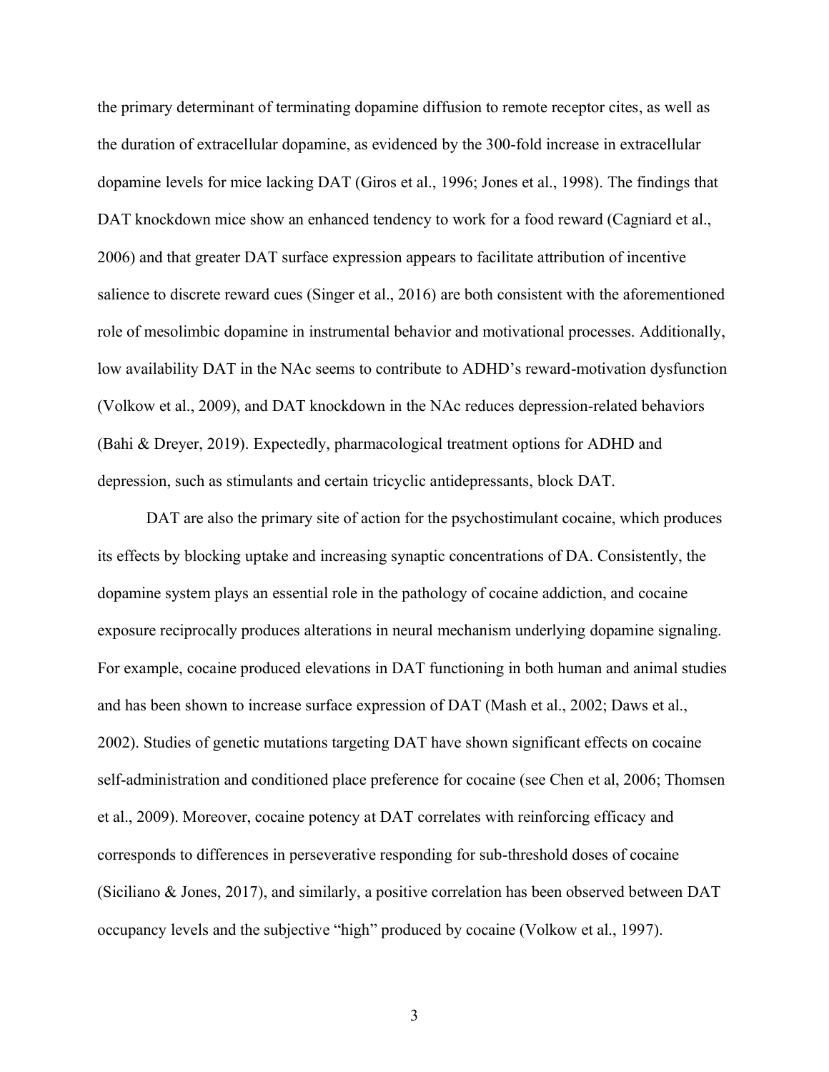the primary determinant of terminating dopamine diffusion to remote receptor cites, as well as the duration of extracellular dopamine, as evidenced by the 300-fold increase in extracellular dopamine levels for mice lacking DAT (Giros et al., 1996; Jones et al., 1998). The findings that DAT knockdown mice show an enhanced tendency to work for a food reward (Cagniard et al., 2006) and that greater DAT surface expression appears to facilitate attribution of incentive salience to discrete reward cues (Singer et al., 2016) are both consistent with the aforementioned role of mesolimbic dopamine in instrumental behavior and motivational processes. Additionally, low availability DAT in the NAc seems to contribute to ADHD's reward-motivation dysfunction (Volkow et al., 2009), and DAT knockdown in the NAc reduces depression-related behaviors (Bahi & Dreyer, 2019). Expectedly, pharmacological treatment options for ADHD and depression, such as stimulants and certain tricyclic antidepressants, block DAT.

DAT are also the primary site of action for the psychostimulant cocaine, which produces its effects by blocking uptake and increasing synaptic concentrations of DA. Consistently, the dopamine system plays an essential role in the pathology of cocaine addiction, and cocaine exposure reciprocally produces alterations in neural mechanism underlying dopamine signaling. For example, cocaine produced elevations in DAT functioning in both human and animal studies and has been shown to increase surface expression of DAT (Mash et al., 2002; Daws et al., 2002). Studies of genetic mutations targeting DAT have shown significant effects on cocaine self-administration and conditioned place preference for cocaine (see Chen et al, 2006; Thomsen et al., 2009). Moreover, cocaine potency at DAT correlates with reinforcing efficacy and corresponds to differences in perseverative responding for sub-threshold doses of cocaine (Siciliano & Jones, 2017), and similarly, a positive correlation has been observed between DAT occupancy levels and the subjective "high" produced by cocaine (Volkow et al., 1997).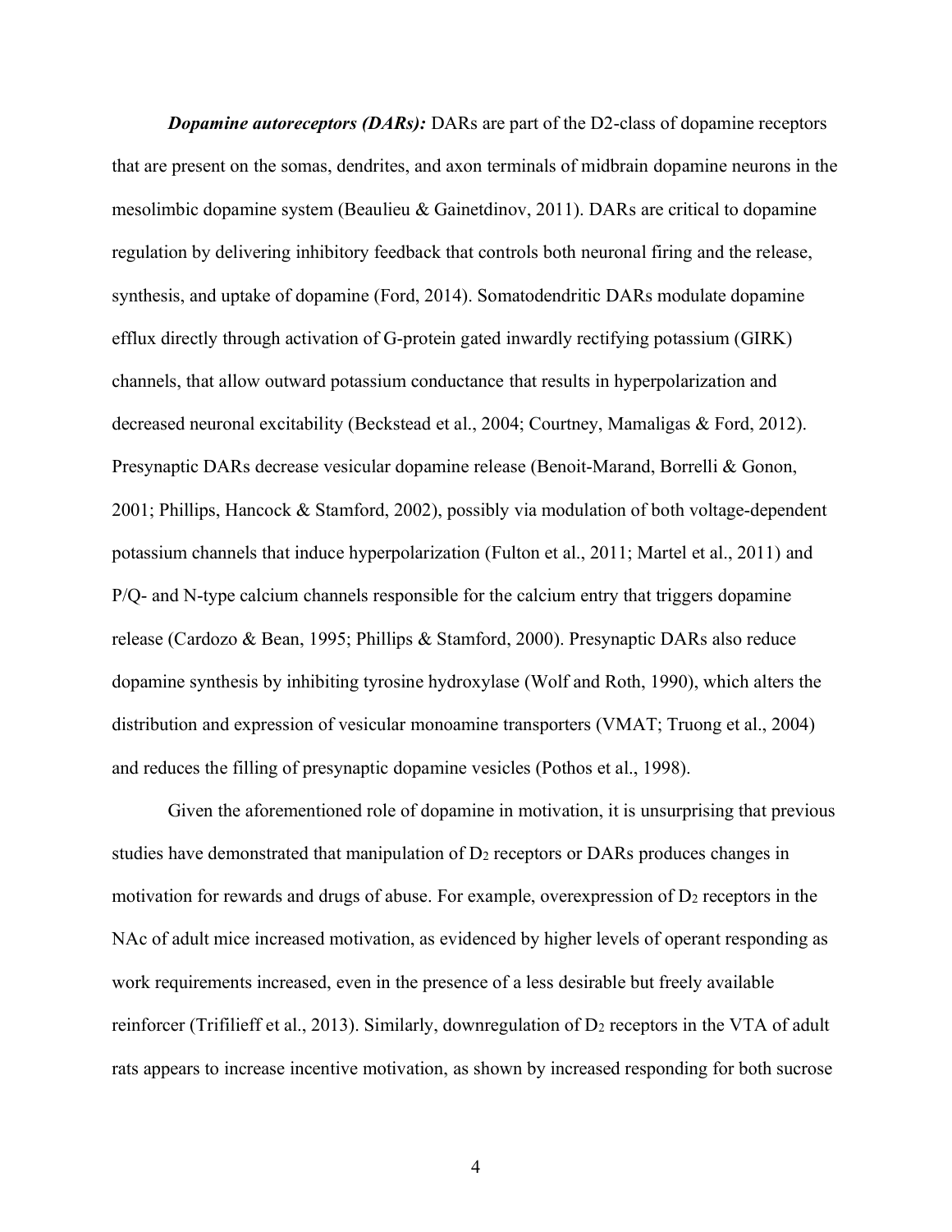***Dopamine autoreceptors (DARs):*** DARs are part of the D2-class of dopamine receptors that are present on the somas, dendrites, and axon terminals of midbrain dopamine neurons in the mesolimbic dopamine system (Beaulieu & Gainetdinov, 2011). DARs are critical to dopamine regulation by delivering inhibitory feedback that controls both neuronal firing and the release, synthesis, and uptake of dopamine (Ford, 2014). Somatodendritic DARs modulate dopamine efflux directly through activation of G-protein gated inwardly rectifying potassium (GIRK) channels, that allow outward potassium conductance that results in hyperpolarization and decreased neuronal excitability (Beckstead et al., 2004; Courtney, Mamaligas & Ford, 2012). Presynaptic DARs decrease vesicular dopamine release (Benoit-Marand, Borrelli & Gonon, 2001; Phillips, Hancock & Stamford, 2002), possibly via modulation of both voltage-dependent potassium channels that induce hyperpolarization (Fulton et al., 2011; Martel et al., 2011) and P/Q- and N-type calcium channels responsible for the calcium entry that triggers dopamine release (Cardozo & Bean, 1995; Phillips & Stamford, 2000). Presynaptic DARs also reduce dopamine synthesis by inhibiting tyrosine hydroxylase (Wolf and Roth, 1990), which alters the distribution and expression of vesicular monoamine transporters (VMAT; Truong et al., 2004) and reduces the filling of presynaptic dopamine vesicles (Pothos et al., 1998).

Given the aforementioned role of dopamine in motivation, it is unsurprising that previous studies have demonstrated that manipulation of $D_2$ receptors or DARs produces changes in motivation for rewards and drugs of abuse. For example, overexpression of $D_2$ receptors in the NAc of adult mice increased motivation, as evidenced by higher levels of operant responding as work requirements increased, even in the presence of a less desirable but freely available reinforcer (Trifilieff et al., 2013). Similarly, downregulation of $D_2$ receptors in the VTA of adult rats appears to increase incentive motivation, as shown by increased responding for both sucrose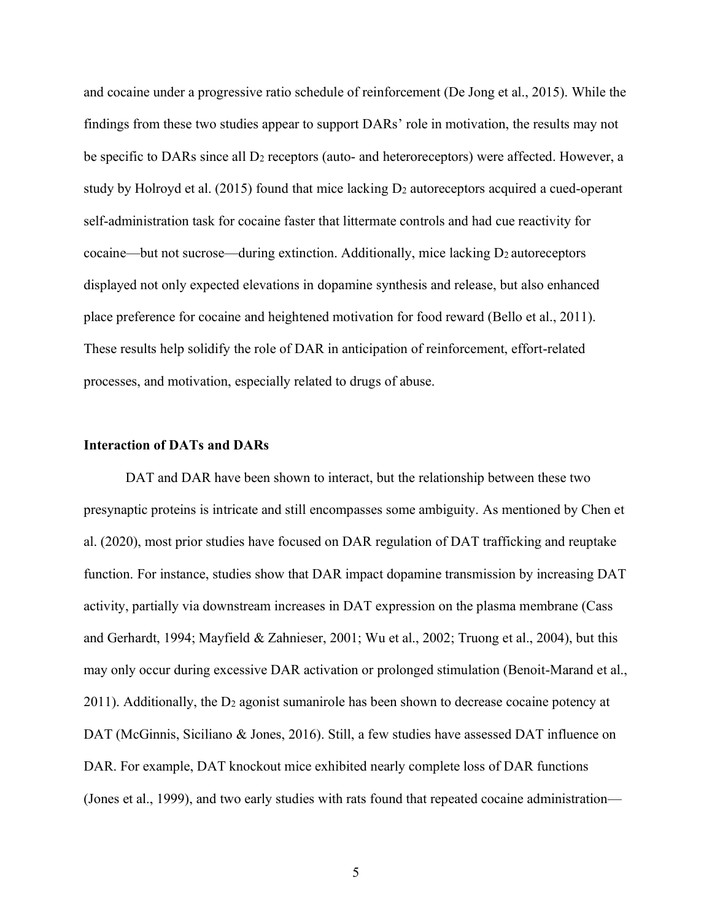and cocaine under a progressive ratio schedule of reinforcement (De Jong et al., 2015). While the findings from these two studies appear to support DARs' role in motivation, the results may not be specific to DARs since all $D_2$ receptors (auto- and heteroreceptors) were affected. However, a study by Holroyd et al. (2015) found that mice lacking $D_2$ autoreceptors acquired a cued-operant self-administration task for cocaine faster that littermate controls and had cue reactivity for cocaine—but not sucrose—during extinction. Additionally, mice lacking $D_2$ autoreceptors displayed not only expected elevations in dopamine synthesis and release, but also enhanced place preference for cocaine and heightened motivation for food reward (Bello et al., 2011). These results help solidify the role of DAR in anticipation of reinforcement, effort-related processes, and motivation, especially related to drugs of abuse.

### Interaction of DATs and DARs

DAT and DAR have been shown to interact, but the relationship between these two presynaptic proteins is intricate and still encompasses some ambiguity. As mentioned by Chen et al. (2020), most prior studies have focused on DAR regulation of DAT trafficking and reuptake function. For instance, studies show that DAR impact dopamine transmission by increasing DAT activity, partially via downstream increases in DAT expression on the plasma membrane (Cass and Gerhardt, 1994; Mayfield & Zahnieser, 2001; Wu et al., 2002; Truong et al., 2004), but this may only occur during excessive DAR activation or prolonged stimulation (Benoit-Marand et al., 2011). Additionally, the $D_2$ agonist sumanirole has been shown to decrease cocaine potency at DAT (McGinnis, Siciliano & Jones, 2016). Still, a few studies have assessed DAT influence on DAR. For example, DAT knockout mice exhibited nearly complete loss of DAR functions (Jones et al., 1999), and two early studies with rats found that repeated cocaine administration—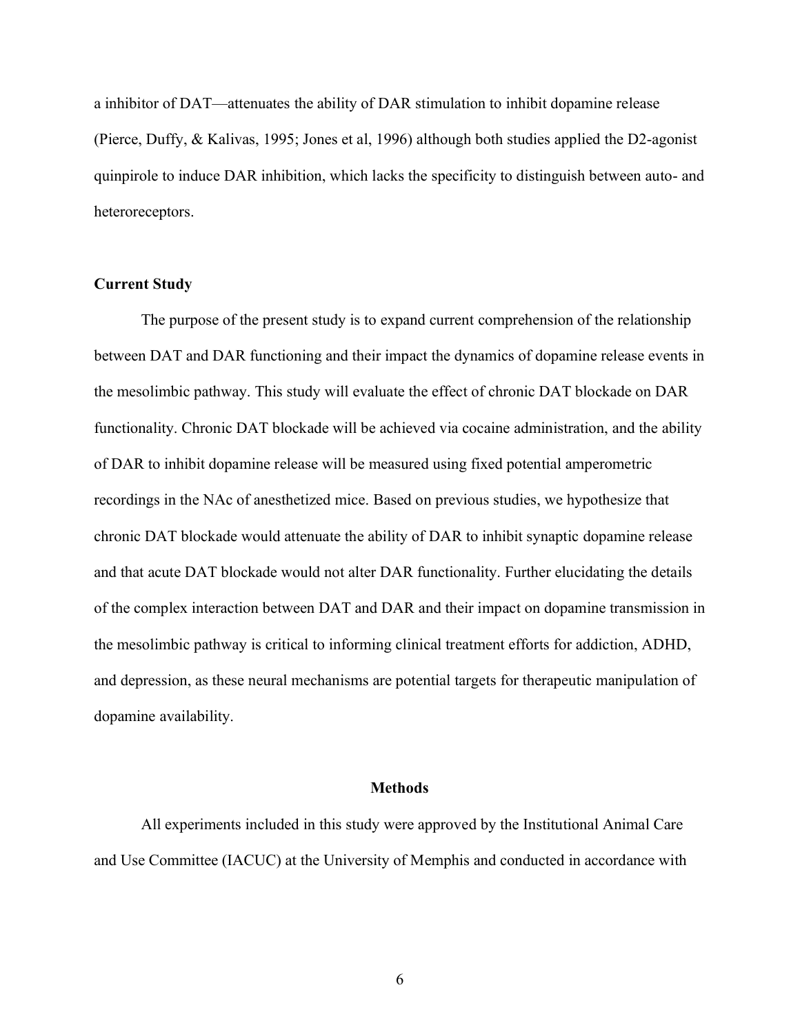a inhibitor of DAT—attenuates the ability of DAR stimulation to inhibit dopamine release (Pierce, Duffy, & Kalivas, 1995; Jones et al, 1996) although both studies applied the D2-agonist quinpirole to induce DAR inhibition, which lacks the specificity to distinguish between auto- and heteroreceptors.

### Current Study

The purpose of the present study is to expand current comprehension of the relationship between DAT and DAR functioning and their impact the dynamics of dopamine release events in the mesolimbic pathway. This study will evaluate the effect of chronic DAT blockade on DAR functionality. Chronic DAT blockade will be achieved via cocaine administration, and the ability of DAR to inhibit dopamine release will be measured using fixed potential amperometric recordings in the NAc of anesthetized mice. Based on previous studies, we hypothesize that chronic DAT blockade would attenuate the ability of DAR to inhibit synaptic dopamine release and that acute DAT blockade would not alter DAR functionality. Further elucidating the details of the complex interaction between DAT and DAR and their impact on dopamine transmission in the mesolimbic pathway is critical to informing clinical treatment efforts for addiction, ADHD, and depression, as these neural mechanisms are potential targets for therapeutic manipulation of dopamine availability.

## Methods

All experiments included in this study were approved by the Institutional Animal Care and Use Committee (IACUC) at the University of Memphis and conducted in accordance with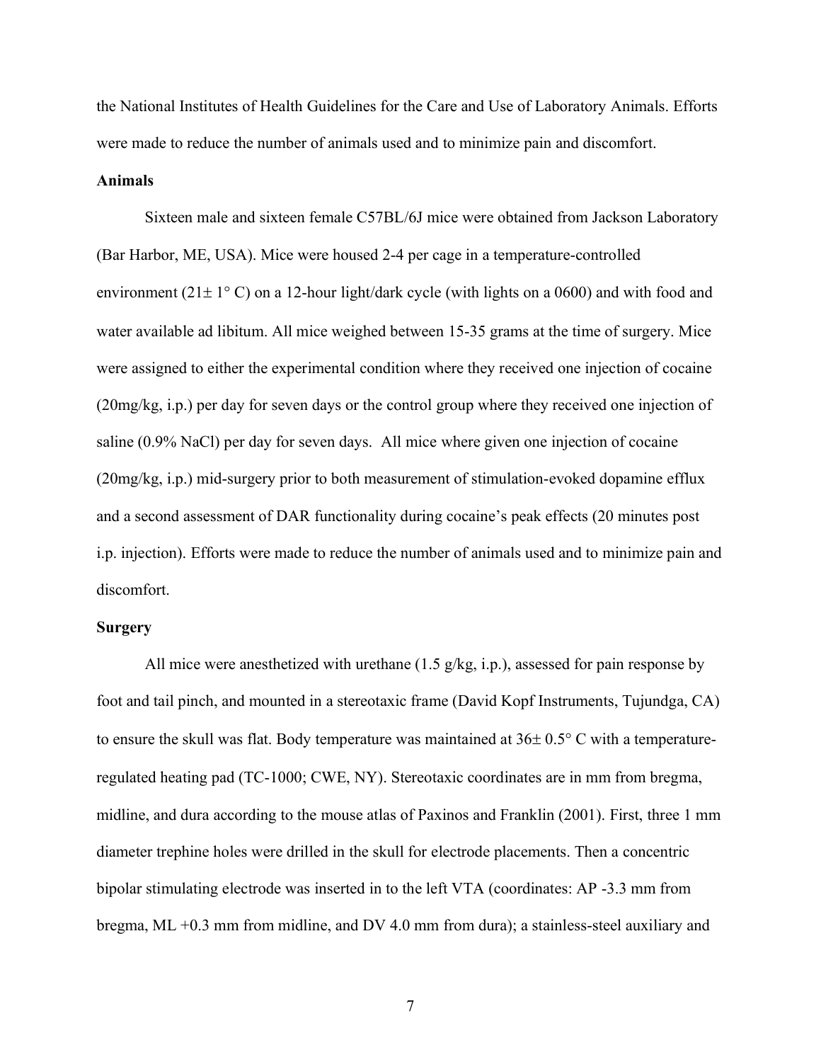the National Institutes of Health Guidelines for the Care and Use of Laboratory Animals. Efforts were made to reduce the number of animals used and to minimize pain and discomfort.

**Animals**

Sixteen male and sixteen female C57BL/6J mice were obtained from Jackson Laboratory (Bar Harbor, ME, USA). Mice were housed 2-4 per cage in a temperature-controlled environment (21± 1° C) on a 12-hour light/dark cycle (with lights on a 0600) and with food and water available ad libitum. All mice weighed between 15-35 grams at the time of surgery. Mice were assigned to either the experimental condition where they received one injection of cocaine (20mg/kg, i.p.) per day for seven days or the control group where they received one injection of saline (0.9% NaCl) per day for seven days. All mice where given one injection of cocaine (20mg/kg, i.p.) mid-surgery prior to both measurement of stimulation-evoked dopamine efflux and a second assessment of DAR functionality during cocaine's peak effects (20 minutes post i.p. injection). Efforts were made to reduce the number of animals used and to minimize pain and discomfort.

**Surgery**

All mice were anesthetized with urethane (1.5 g/kg, i.p.), assessed for pain response by foot and tail pinch, and mounted in a stereotaxic frame (David Kopf Instruments, Tujundga, CA) to ensure the skull was flat. Body temperature was maintained at 36± 0.5° C with a temperature-regulated heating pad (TC-1000; CWE, NY). Stereotaxic coordinates are in mm from bregma, midline, and dura according to the mouse atlas of Paxinos and Franklin (2001). First, three 1 mm diameter trephine holes were drilled in the skull for electrode placements. Then a concentric bipolar stimulating electrode was inserted in to the left VTA (coordinates: AP -3.3 mm from bregma, ML +0.3 mm from midline, and DV 4.0 mm from dura); a stainless-steel auxiliary and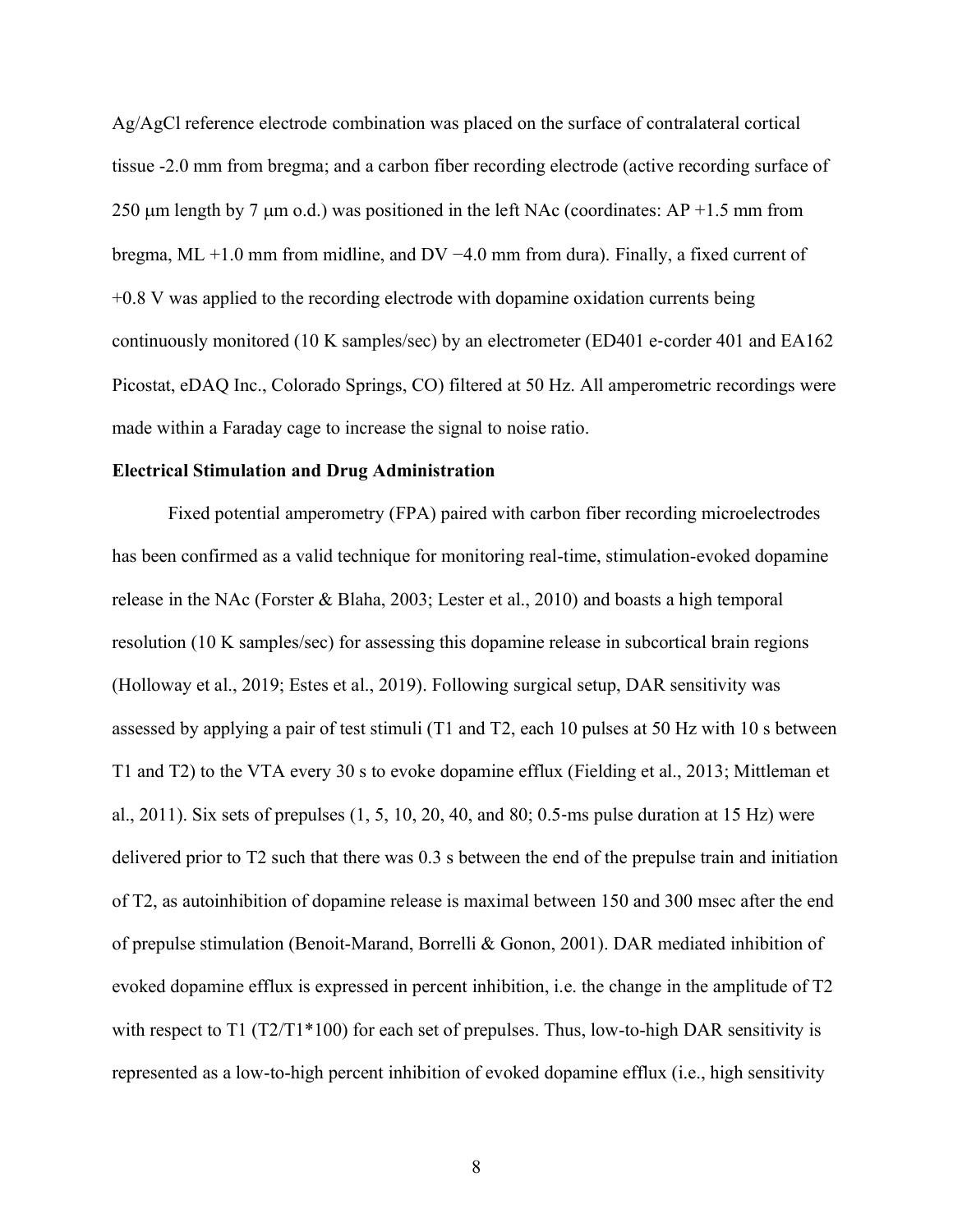Ag/AgCl reference electrode combination was placed on the surface of contralateral cortical tissue -2.0 mm from bregma; and a carbon fiber recording electrode (active recording surface of 250 μm length by 7 μm o.d.) was positioned in the left NAc (coordinates: AP +1.5 mm from bregma, ML +1.0 mm from midline, and DV −4.0 mm from dura). Finally, a fixed current of +0.8 V was applied to the recording electrode with dopamine oxidation currents being continuously monitored (10 K samples/sec) by an electrometer (ED401 e-corder 401 and EA162 Picostat, eDAQ Inc., Colorado Springs, CO) filtered at 50 Hz. All amperometric recordings were made within a Faraday cage to increase the signal to noise ratio.

**Electrical Stimulation and Drug Administration**

Fixed potential amperometry (FPA) paired with carbon fiber recording microelectrodes has been confirmed as a valid technique for monitoring real-time, stimulation-evoked dopamine release in the NAc (Forster & Blaha, 2003; Lester et al., 2010) and boasts a high temporal resolution (10 K samples/sec) for assessing this dopamine release in subcortical brain regions (Holloway et al., 2019; Estes et al., 2019). Following surgical setup, DAR sensitivity was assessed by applying a pair of test stimuli (T1 and T2, each 10 pulses at 50 Hz with 10 s between T1 and T2) to the VTA every 30 s to evoke dopamine efflux (Fielding et al., 2013; Mittleman et al., 2011). Six sets of prepulses (1, 5, 10, 20, 40, and 80; 0.5-ms pulse duration at 15 Hz) were delivered prior to T2 such that there was 0.3 s between the end of the prepulse train and initiation of T2, as autoinhibition of dopamine release is maximal between 150 and 300 msec after the end of prepulse stimulation (Benoit-Marand, Borrelli & Gonon, 2001). DAR mediated inhibition of evoked dopamine efflux is expressed in percent inhibition, i.e. the change in the amplitude of T2 with respect to T1 (T2/T1*100) for each set of prepulses. Thus, low-to-high DAR sensitivity is represented as a low-to-high percent inhibition of evoked dopamine efflux (i.e., high sensitivity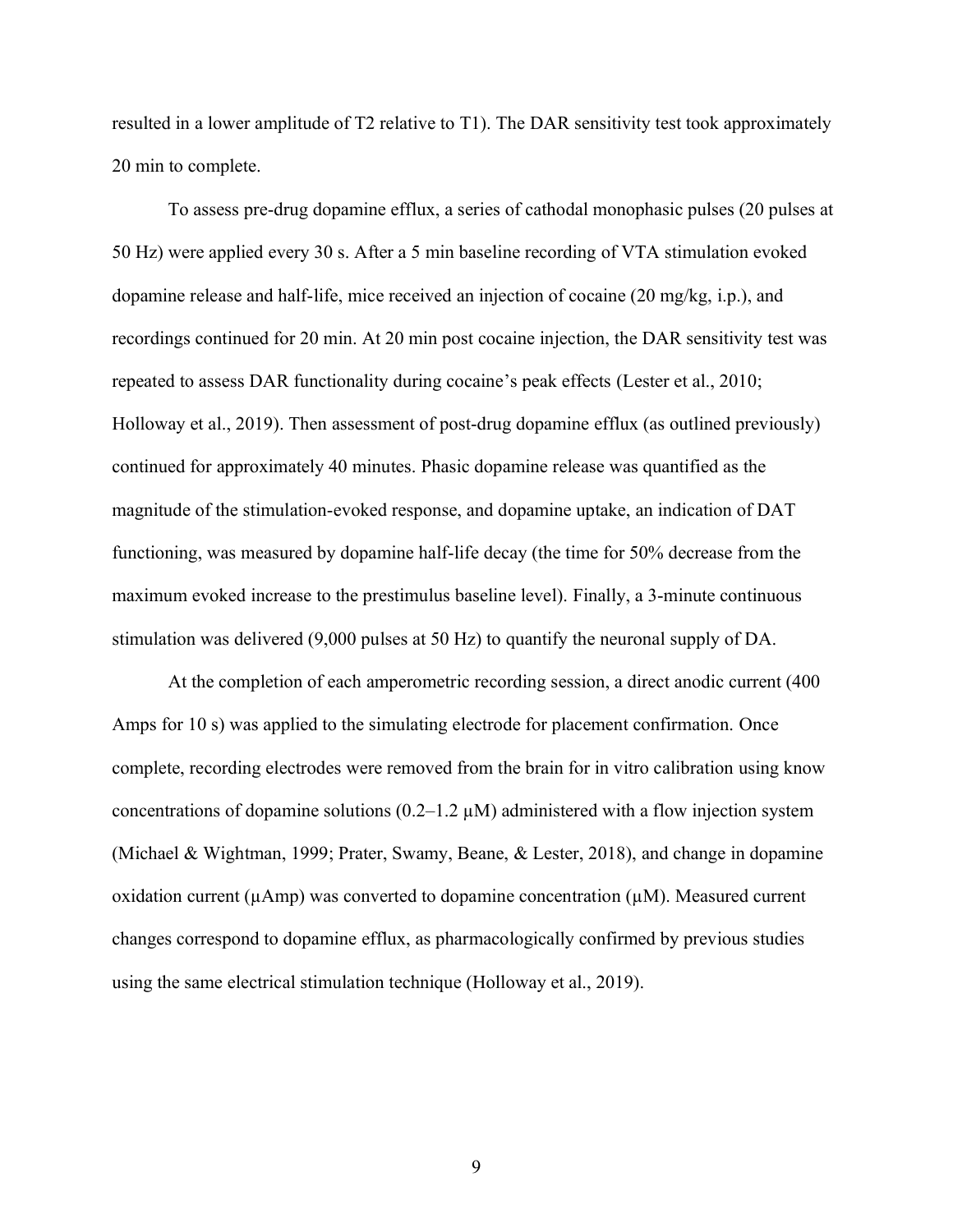resulted in a lower amplitude of T2 relative to T1). The DAR sensitivity test took approximately 20 min to complete.

To assess pre-drug dopamine efflux, a series of cathodal monophasic pulses (20 pulses at 50 Hz) were applied every 30 s. After a 5 min baseline recording of VTA stimulation evoked dopamine release and half-life, mice received an injection of cocaine (20 mg/kg, i.p.), and recordings continued for 20 min. At 20 min post cocaine injection, the DAR sensitivity test was repeated to assess DAR functionality during cocaine's peak effects (Lester et al., 2010; Holloway et al., 2019). Then assessment of post-drug dopamine efflux (as outlined previously) continued for approximately 40 minutes. Phasic dopamine release was quantified as the magnitude of the stimulation-evoked response, and dopamine uptake, an indication of DAT functioning, was measured by dopamine half-life decay (the time for 50% decrease from the maximum evoked increase to the prestimulus baseline level). Finally, a 3-minute continuous stimulation was delivered (9,000 pulses at 50 Hz) to quantify the neuronal supply of DA.

At the completion of each amperometric recording session, a direct anodic current (400 Amps for 10 s) was applied to the simulating electrode for placement confirmation. Once complete, recording electrodes were removed from the brain for in vitro calibration using know concentrations of dopamine solutions (0.2–1.2 μM) administered with a flow injection system (Michael & Wightman, 1999; Prater, Swamy, Beane, & Lester, 2018), and change in dopamine oxidation current (μAmp) was converted to dopamine concentration (μM). Measured current changes correspond to dopamine efflux, as pharmacologically confirmed by previous studies using the same electrical stimulation technique (Holloway et al., 2019).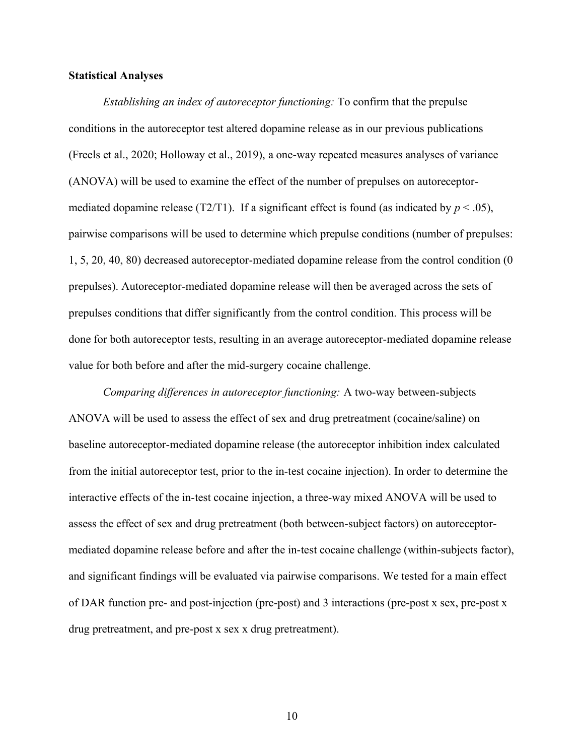**Statistical Analyses**

*Establishing an index of autoreceptor functioning:* To confirm that the prepulse conditions in the autoreceptor test altered dopamine release as in our previous publications (Freels et al., 2020; Holloway et al., 2019), a one-way repeated measures analyses of variance (ANOVA) will be used to examine the effect of the number of prepulses on autoreceptor-mediated dopamine release (T2/T1). If a significant effect is found (as indicated by $p < .05$), pairwise comparisons will be used to determine which prepulse conditions (number of prepulses: 1, 5, 20, 40, 80) decreased autoreceptor-mediated dopamine release from the control condition (0 prepulses). Autoreceptor-mediated dopamine release will then be averaged across the sets of prepulses conditions that differ significantly from the control condition. This process will be done for both autoreceptor tests, resulting in an average autoreceptor-mediated dopamine release value for both before and after the mid-surgery cocaine challenge.

*Comparing differences in autoreceptor functioning:* A two-way between-subjects ANOVA will be used to assess the effect of sex and drug pretreatment (cocaine/saline) on baseline autoreceptor-mediated dopamine release (the autoreceptor inhibition index calculated from the initial autoreceptor test, prior to the in-test cocaine injection). In order to determine the interactive effects of the in-test cocaine injection, a three-way mixed ANOVA will be used to assess the effect of sex and drug pretreatment (both between-subject factors) on autoreceptor-mediated dopamine release before and after the in-test cocaine challenge (within-subjects factor), and significant findings will be evaluated via pairwise comparisons. We tested for a main effect of DAR function pre- and post-injection (pre-post) and 3 interactions (pre-post x sex, pre-post x drug pretreatment, and pre-post x sex x drug pretreatment).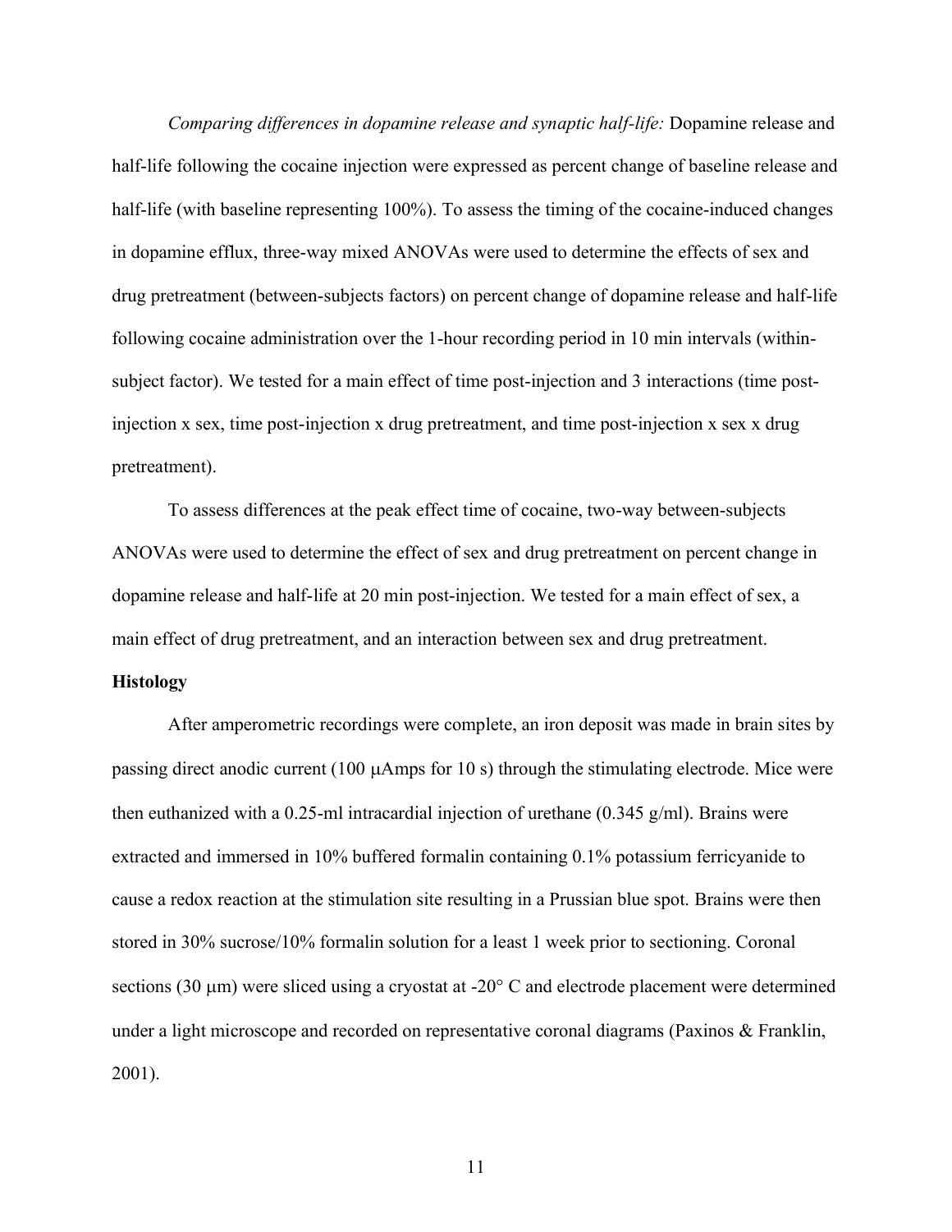*Comparing differences in dopamine release and synaptic half-life:* Dopamine release and half-life following the cocaine injection were expressed as percent change of baseline release and half-life (with baseline representing 100%). To assess the timing of the cocaine-induced changes in dopamine efflux, three-way mixed ANOVAs were used to determine the effects of sex and drug pretreatment (between-subjects factors) on percent change of dopamine release and half-life following cocaine administration over the 1-hour recording period in 10 min intervals (within-subject factor). We tested for a main effect of time post-injection and 3 interactions (time post-injection x sex, time post-injection x drug pretreatment, and time post-injection x sex x drug pretreatment).

To assess differences at the peak effect time of cocaine, two-way between-subjects ANOVAs were used to determine the effect of sex and drug pretreatment on percent change in dopamine release and half-life at 20 min post-injection. We tested for a main effect of sex, a main effect of drug pretreatment, and an interaction between sex and drug pretreatment.

**Histology**

After amperometric recordings were complete, an iron deposit was made in brain sites by passing direct anodic current (100 μAmps for 10 s) through the stimulating electrode. Mice were then euthanized with a 0.25-ml intracardial injection of urethane (0.345 g/ml). Brains were extracted and immersed in 10% buffered formalin containing 0.1% potassium ferricyanide to cause a redox reaction at the stimulation site resulting in a Prussian blue spot. Brains were then stored in 30% sucrose/10% formalin solution for a least 1 week prior to sectioning. Coronal sections (30 μm) were sliced using a cryostat at -20° C and electrode placement were determined under a light microscope and recorded on representative coronal diagrams (Paxinos & Franklin, 2001).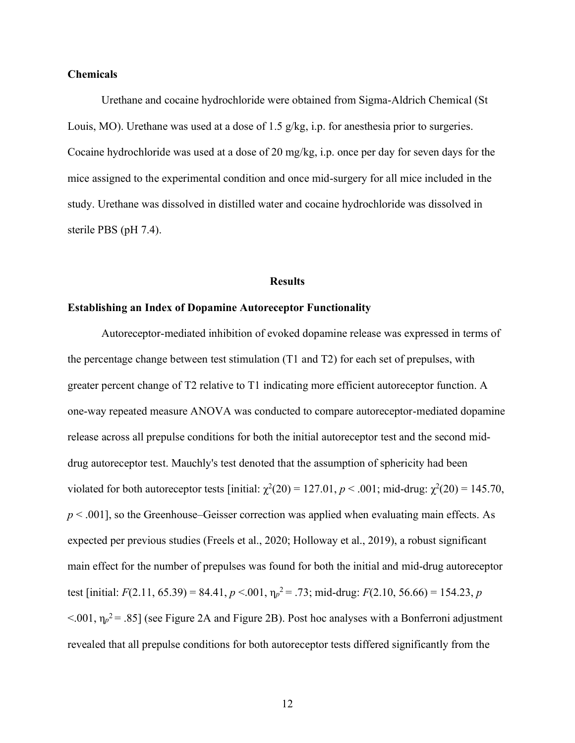### Chemicals

Urethane and cocaine hydrochloride were obtained from Sigma-Aldrich Chemical (St Louis, MO). Urethane was used at a dose of 1.5 g/kg, i.p. for anesthesia prior to surgeries. Cocaine hydrochloride was used at a dose of 20 mg/kg, i.p. once per day for seven days for the mice assigned to the experimental condition and once mid-surgery for all mice included in the study. Urethane was dissolved in distilled water and cocaine hydrochloride was dissolved in sterile PBS (pH 7.4).

## Results

### Establishing an Index of Dopamine Autoreceptor Functionality

Autoreceptor-mediated inhibition of evoked dopamine release was expressed in terms of the percentage change between test stimulation (T1 and T2) for each set of prepulses, with greater percent change of T2 relative to T1 indicating more efficient autoreceptor function. A one-way repeated measure ANOVA was conducted to compare autoreceptor-mediated dopamine release across all prepulse conditions for both the initial autoreceptor test and the second mid-drug autoreceptor test. Mauchly's test denoted that the assumption of sphericity had been violated for both autoreceptor tests [initial: $\chi^2(20) = 127.01$, $p < .001$; mid-drug: $\chi^2(20) = 145.70$, $p < .001$], so the Greenhouse–Geisser correction was applied when evaluating main effects. As expected per previous studies (Freels et al., 2020; Holloway et al., 2019), a robust significant main effect for the number of prepulses was found for both the initial and mid-drug autoreceptor test [initial: $F(2.11, 65.39) = 84.41$, $p < .001$, $\eta_p^2 = .73$; mid-drug: $F(2.10, 56.66) = 154.23$, $p < .001$, $\eta_p^2 = .85$] (see Figure 2A and Figure 2B). Post hoc analyses with a Bonferroni adjustment revealed that all prepulse conditions for both autoreceptor tests differed significantly from the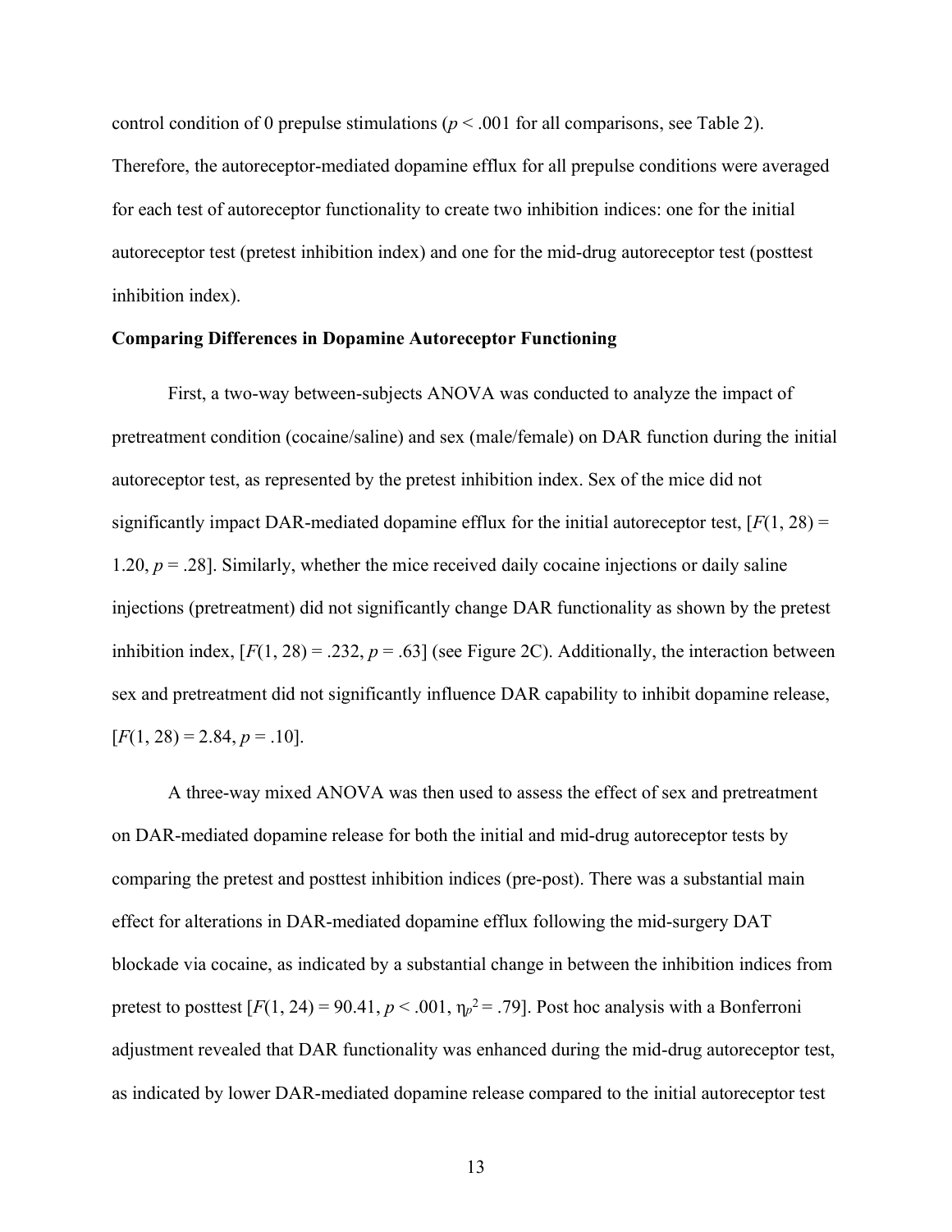control condition of 0 prepulse stimulations ($p < .001$ for all comparisons, see Table 2). Therefore, the autoreceptor-mediated dopamine efflux for all prepulse conditions were averaged for each test of autoreceptor functionality to create two inhibition indices: one for the initial autoreceptor test (pretest inhibition index) and one for the mid-drug autoreceptor test (posttest inhibition index).

**Comparing Differences in Dopamine Autoreceptor Functioning**

First, a two-way between-subjects ANOVA was conducted to analyze the impact of pretreatment condition (cocaine/saline) and sex (male/female) on DAR function during the initial autoreceptor test, as represented by the pretest inhibition index. Sex of the mice did not significantly impact DAR-mediated dopamine efflux for the initial autoreceptor test, [$F(1, 28) = 1.20$, $p = .28$]. Similarly, whether the mice received daily cocaine injections or daily saline injections (pretreatment) did not significantly change DAR functionality as shown by the pretest inhibition index, [$F(1, 28) = .232$, $p = .63$] (see Figure 2C). Additionally, the interaction between sex and pretreatment did not significantly influence DAR capability to inhibit dopamine release, [$F(1, 28) = 2.84$, $p = .10$].

A three-way mixed ANOVA was then used to assess the effect of sex and pretreatment on DAR-mediated dopamine release for both the initial and mid-drug autoreceptor tests by comparing the pretest and posttest inhibition indices (pre-post). There was a substantial main effect for alterations in DAR-mediated dopamine efflux following the mid-surgery DAT blockade via cocaine, as indicated by a substantial change in between the inhibition indices from pretest to posttest [$F(1, 24) = 90.41$, $p < .001$, $\eta_p^2 = .79$]. Post hoc analysis with a Bonferroni adjustment revealed that DAR functionality was enhanced during the mid-drug autoreceptor test, as indicated by lower DAR-mediated dopamine release compared to the initial autoreceptor test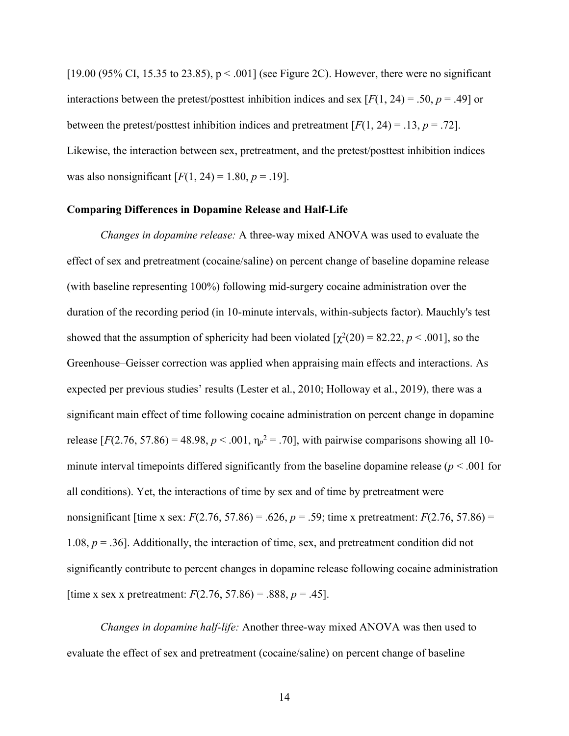[19.00 (95% CI, 15.35 to 23.85), $p < .001$] (see Figure 2C). However, there were no significant interactions between the pretest/posttest inhibition indices and sex [$F(1, 24) = .50$, $p = .49$] or between the pretest/posttest inhibition indices and pretreatment [$F(1, 24) = .13$, $p = .72$]. Likewise, the interaction between sex, pretreatment, and the pretest/posttest inhibition indices was also nonsignificant [$F(1, 24) = 1.80$, $p = .19$].

**Comparing Differences in Dopamine Release and Half-Life**

*Changes in dopamine release:* A three-way mixed ANOVA was used to evaluate the effect of sex and pretreatment (cocaine/saline) on percent change of baseline dopamine release (with baseline representing 100%) following mid-surgery cocaine administration over the duration of the recording period (in 10-minute intervals, within-subjects factor). Mauchly's test showed that the assumption of sphericity had been violated [$\chi^2(20) = 82.22$, $p < .001$], so the Greenhouse–Geisser correction was applied when appraising main effects and interactions. As expected per previous studies' results (Lester et al., 2010; Holloway et al., 2019), there was a significant main effect of time following cocaine administration on percent change in dopamine release [$F(2.76, 57.86) = 48.98$, $p < .001$, $\eta_p^2 = .70$], with pairwise comparisons showing all 10-minute interval timepoints differed significantly from the baseline dopamine release ($p < .001$ for all conditions). Yet, the interactions of time by sex and of time by pretreatment were nonsignificant [time x sex: $F(2.76, 57.86) = .626$, $p = .59$; time x pretreatment: $F(2.76, 57.86) = 1.08$, $p = .36$]. Additionally, the interaction of time, sex, and pretreatment condition did not significantly contribute to percent changes in dopamine release following cocaine administration [time x sex x pretreatment: $F(2.76, 57.86) = .888$, $p = .45$].

*Changes in dopamine half-life:* Another three-way mixed ANOVA was then used to evaluate the effect of sex and pretreatment (cocaine/saline) on percent change of baseline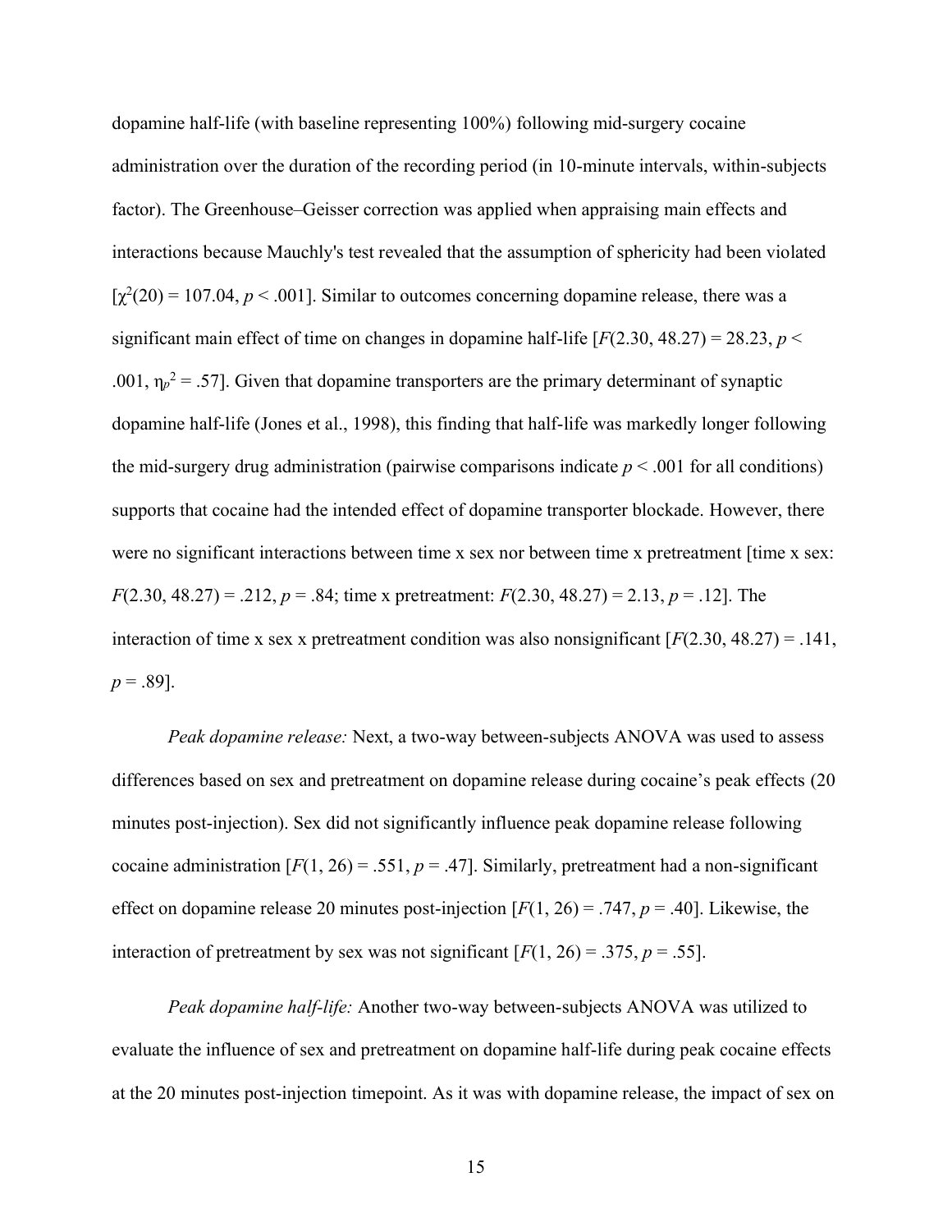dopamine half-life (with baseline representing 100%) following mid-surgery cocaine administration over the duration of the recording period (in 10-minute intervals, within-subjects factor). The Greenhouse–Geisser correction was applied when appraising main effects and interactions because Mauchly's test revealed that the assumption of sphericity had been violated [$\chi^2(20) = 107.04$, $p < .001$]. Similar to outcomes concerning dopamine release, there was a significant main effect of time on changes in dopamine half-life [$F(2.30, 48.27) = 28.23$, $p < .001$, $\eta_p^2 = .57$]. Given that dopamine transporters are the primary determinant of synaptic dopamine half-life (Jones et al., 1998), this finding that half-life was markedly longer following the mid-surgery drug administration (pairwise comparisons indicate $p < .001$ for all conditions) supports that cocaine had the intended effect of dopamine transporter blockade. However, there were no significant interactions between time x sex nor between time x pretreatment [time x sex: $F(2.30, 48.27) = .212$, $p = .84$; time x pretreatment: $F(2.30, 48.27) = 2.13$, $p = .12$]. The interaction of time x sex x pretreatment condition was also nonsignificant [$F(2.30, 48.27) = .141$, $p = .89$].

*Peak dopamine release:* Next, a two-way between-subjects ANOVA was used to assess differences based on sex and pretreatment on dopamine release during cocaine's peak effects (20 minutes post-injection). Sex did not significantly influence peak dopamine release following cocaine administration [$F(1, 26) = .551$, $p = .47$]. Similarly, pretreatment had a non-significant effect on dopamine release 20 minutes post-injection [$F(1, 26) = .747$, $p = .40$]. Likewise, the interaction of pretreatment by sex was not significant [$F(1, 26) = .375$, $p = .55$].

*Peak dopamine half-life:* Another two-way between-subjects ANOVA was utilized to evaluate the influence of sex and pretreatment on dopamine half-life during peak cocaine effects at the 20 minutes post-injection timepoint. As it was with dopamine release, the impact of sex on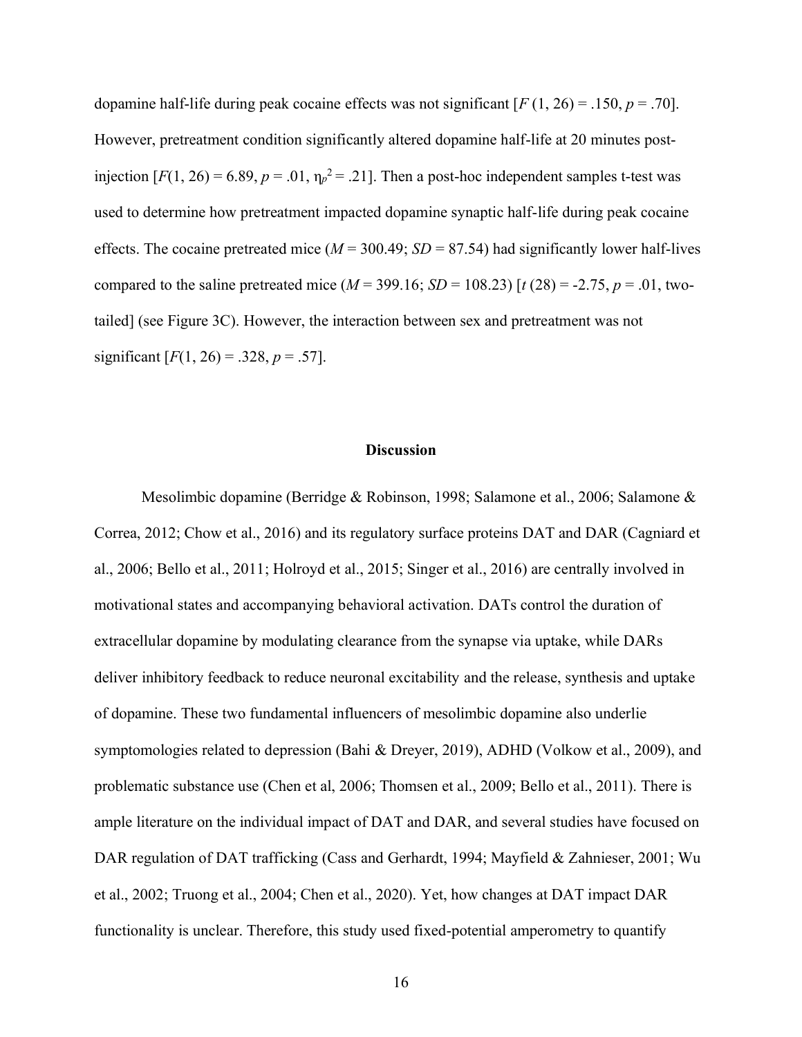dopamine half-life during peak cocaine effects was not significant [$F$ (1, 26) = .150, $p$ = .70]. However, pretreatment condition significantly altered dopamine half-life at 20 minutes post-injection [$F$(1, 26) = 6.89, $p$ = .01, $\eta_p^2$ = .21]. Then a post-hoc independent samples t-test was used to determine how pretreatment impacted dopamine synaptic half-life during peak cocaine effects. The cocaine pretreated mice ($M$ = 300.49; $SD$ = 87.54) had significantly lower half-lives compared to the saline pretreated mice ($M$ = 399.16; $SD$ = 108.23) [$t$ (28) = -2.75, $p$ = .01, two-tailed] (see Figure 3C). However, the interaction between sex and pretreatment was not significant [$F$(1, 26) = .328, $p$ = .57].

## Discussion

Mesolimbic dopamine (Berridge & Robinson, 1998; Salamone et al., 2006; Salamone & Correa, 2012; Chow et al., 2016) and its regulatory surface proteins DAT and DAR (Cagniard et al., 2006; Bello et al., 2011; Holroyd et al., 2015; Singer et al., 2016) are centrally involved in motivational states and accompanying behavioral activation. DATs control the duration of extracellular dopamine by modulating clearance from the synapse via uptake, while DARs deliver inhibitory feedback to reduce neuronal excitability and the release, synthesis and uptake of dopamine. These two fundamental influencers of mesolimbic dopamine also underlie symptomologies related to depression (Bahi & Dreyer, 2019), ADHD (Volkow et al., 2009), and problematic substance use (Chen et al, 2006; Thomsen et al., 2009; Bello et al., 2011). There is ample literature on the individual impact of DAT and DAR, and several studies have focused on DAR regulation of DAT trafficking (Cass and Gerhardt, 1994; Mayfield & Zahnieser, 2001; Wu et al., 2002; Truong et al., 2004; Chen et al., 2020). Yet, how changes at DAT impact DAR functionality is unclear. Therefore, this study used fixed-potential amperometry to quantify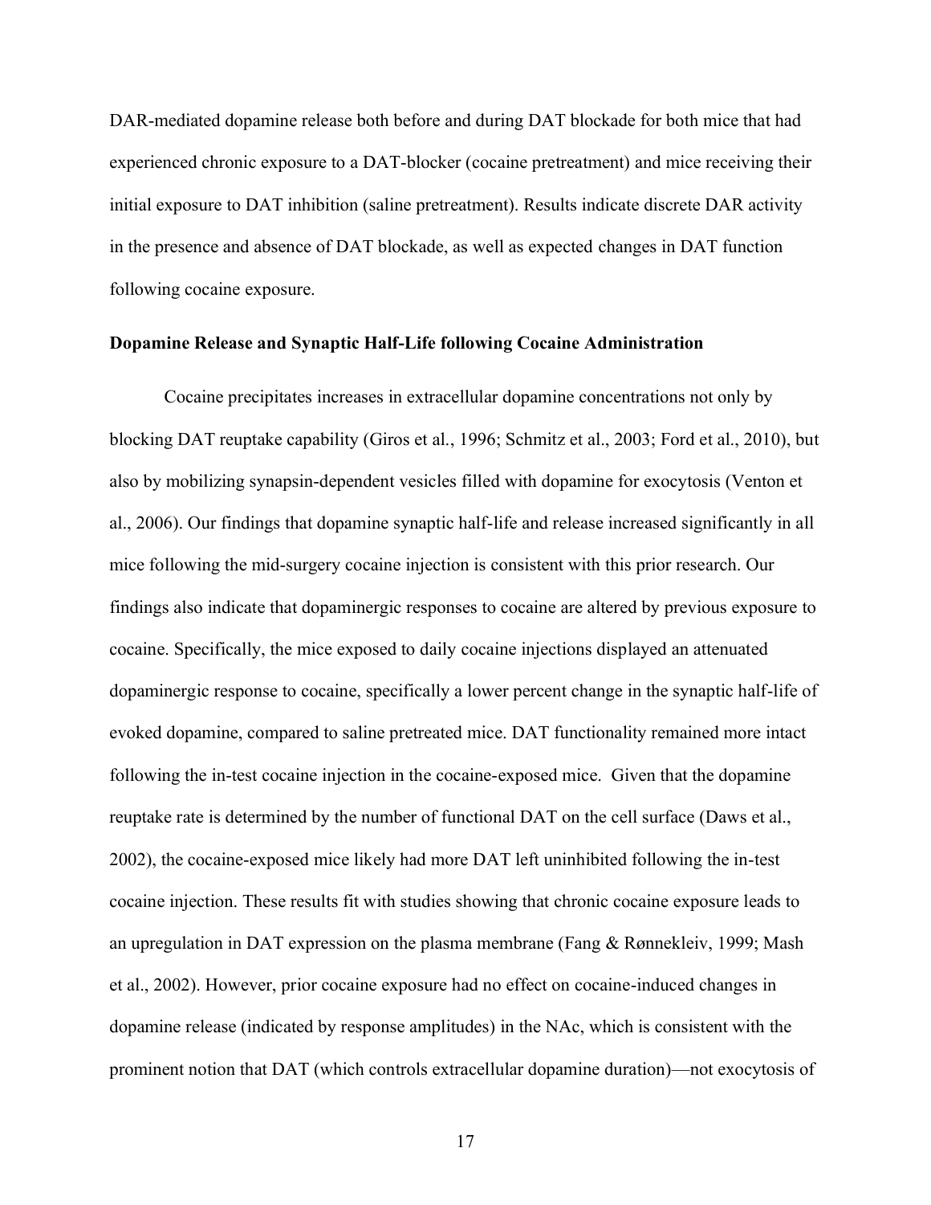DAR-mediated dopamine release both before and during DAT blockade for both mice that had experienced chronic exposure to a DAT-blocker (cocaine pretreatment) and mice receiving their initial exposure to DAT inhibition (saline pretreatment). Results indicate discrete DAR activity in the presence and absence of DAT blockade, as well as expected changes in DAT function following cocaine exposure.

### Dopamine Release and Synaptic Half-Life following Cocaine Administration

Cocaine precipitates increases in extracellular dopamine concentrations not only by blocking DAT reuptake capability (Giros et al., 1996; Schmitz et al., 2003; Ford et al., 2010), but also by mobilizing synapsin-dependent vesicles filled with dopamine for exocytosis (Venton et al., 2006). Our findings that dopamine synaptic half-life and release increased significantly in all mice following the mid-surgery cocaine injection is consistent with this prior research. Our findings also indicate that dopaminergic responses to cocaine are altered by previous exposure to cocaine. Specifically, the mice exposed to daily cocaine injections displayed an attenuated dopaminergic response to cocaine, specifically a lower percent change in the synaptic half-life of evoked dopamine, compared to saline pretreated mice. DAT functionality remained more intact following the in-test cocaine injection in the cocaine-exposed mice. Given that the dopamine reuptake rate is determined by the number of functional DAT on the cell surface (Daws et al., 2002), the cocaine-exposed mice likely had more DAT left uninhibited following the in-test cocaine injection. These results fit with studies showing that chronic cocaine exposure leads to an upregulation in DAT expression on the plasma membrane (Fang & Rønnekleiv, 1999; Mash et al., 2002). However, prior cocaine exposure had no effect on cocaine-induced changes in dopamine release (indicated by response amplitudes) in the NAc, which is consistent with the prominent notion that DAT (which controls extracellular dopamine duration)—not exocytosis of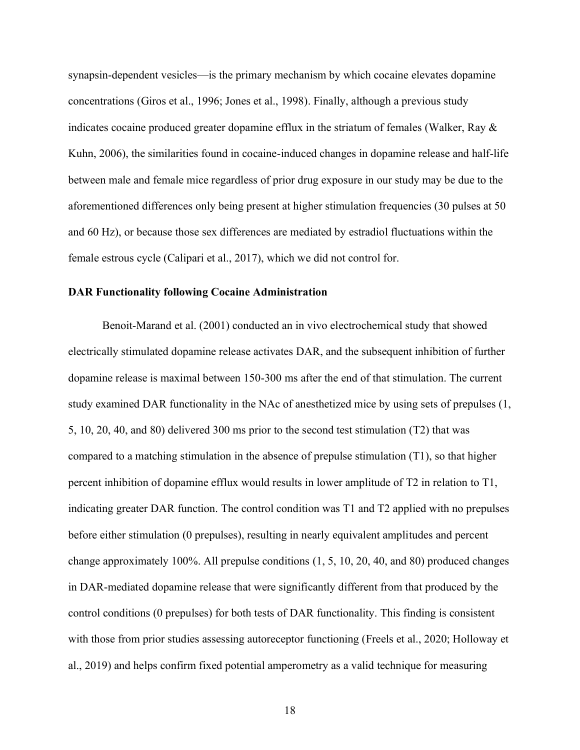synapsin-dependent vesicles—is the primary mechanism by which cocaine elevates dopamine concentrations (Giros et al., 1996; Jones et al., 1998). Finally, although a previous study indicates cocaine produced greater dopamine efflux in the striatum of females (Walker, Ray & Kuhn, 2006), the similarities found in cocaine-induced changes in dopamine release and half-life between male and female mice regardless of prior drug exposure in our study may be due to the aforementioned differences only being present at higher stimulation frequencies (30 pulses at 50 and 60 Hz), or because those sex differences are mediated by estradiol fluctuations within the female estrous cycle (Calipari et al., 2017), which we did not control for.

**DAR Functionality following Cocaine Administration**

Benoit-Marand et al. (2001) conducted an in vivo electrochemical study that showed electrically stimulated dopamine release activates DAR, and the subsequent inhibition of further dopamine release is maximal between 150-300 ms after the end of that stimulation. The current study examined DAR functionality in the NAc of anesthetized mice by using sets of prepulses (1, 5, 10, 20, 40, and 80) delivered 300 ms prior to the second test stimulation (T2) that was compared to a matching stimulation in the absence of prepulse stimulation (T1), so that higher percent inhibition of dopamine efflux would results in lower amplitude of T2 in relation to T1, indicating greater DAR function. The control condition was T1 and T2 applied with no prepulses before either stimulation (0 prepulses), resulting in nearly equivalent amplitudes and percent change approximately 100%. All prepulse conditions (1, 5, 10, 20, 40, and 80) produced changes in DAR-mediated dopamine release that were significantly different from that produced by the control conditions (0 prepulses) for both tests of DAR functionality. This finding is consistent with those from prior studies assessing autoreceptor functioning (Freels et al., 2020; Holloway et al., 2019) and helps confirm fixed potential amperometry as a valid technique for measuring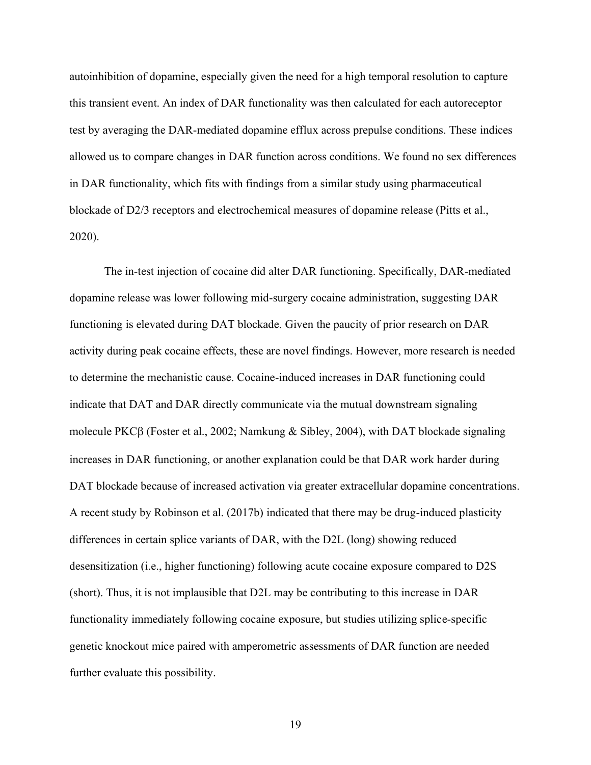autoinhibition of dopamine, especially given the need for a high temporal resolution to capture this transient event. An index of DAR functionality was then calculated for each autoreceptor test by averaging the DAR-mediated dopamine efflux across prepulse conditions. These indices allowed us to compare changes in DAR function across conditions. We found no sex differences in DAR functionality, which fits with findings from a similar study using pharmaceutical blockade of D2/3 receptors and electrochemical measures of dopamine release (Pitts et al., 2020).

The in-test injection of cocaine did alter DAR functioning. Specifically, DAR-mediated dopamine release was lower following mid-surgery cocaine administration, suggesting DAR functioning is elevated during DAT blockade. Given the paucity of prior research on DAR activity during peak cocaine effects, these are novel findings. However, more research is needed to determine the mechanistic cause. Cocaine-induced increases in DAR functioning could indicate that DAT and DAR directly communicate via the mutual downstream signaling molecule PKCβ (Foster et al., 2002; Namkung & Sibley, 2004), with DAT blockade signaling increases in DAR functioning, or another explanation could be that DAR work harder during DAT blockade because of increased activation via greater extracellular dopamine concentrations. A recent study by Robinson et al. (2017b) indicated that there may be drug-induced plasticity differences in certain splice variants of DAR, with the D2L (long) showing reduced desensitization (i.e., higher functioning) following acute cocaine exposure compared to D2S (short). Thus, it is not implausible that D2L may be contributing to this increase in DAR functionality immediately following cocaine exposure, but studies utilizing splice-specific genetic knockout mice paired with amperometric assessments of DAR function are needed further evaluate this possibility.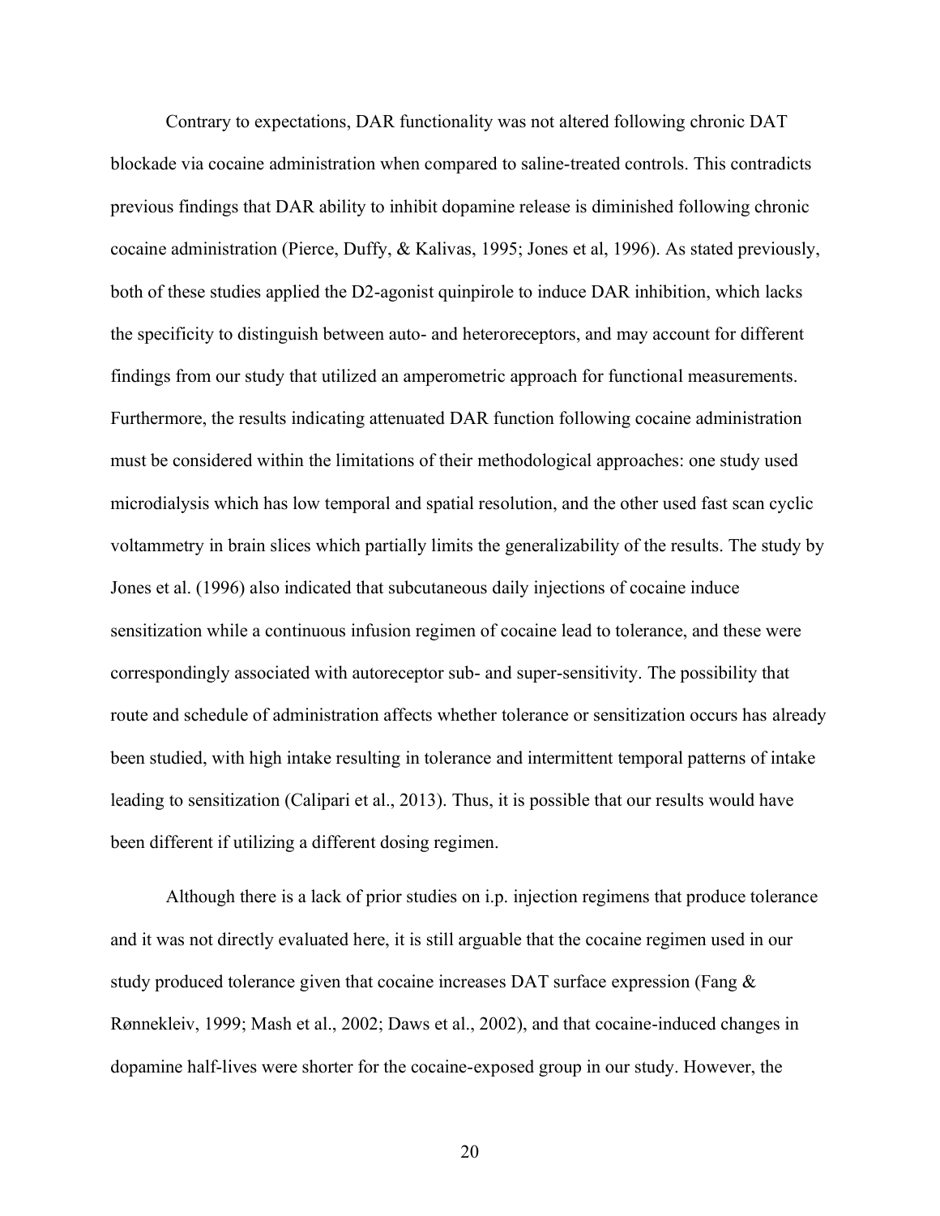Contrary to expectations, DAR functionality was not altered following chronic DAT blockade via cocaine administration when compared to saline-treated controls. This contradicts previous findings that DAR ability to inhibit dopamine release is diminished following chronic cocaine administration (Pierce, Duffy, & Kalivas, 1995; Jones et al, 1996). As stated previously, both of these studies applied the D2-agonist quinpirole to induce DAR inhibition, which lacks the specificity to distinguish between auto- and heteroreceptors, and may account for different findings from our study that utilized an amperometric approach for functional measurements. Furthermore, the results indicating attenuated DAR function following cocaine administration must be considered within the limitations of their methodological approaches: one study used microdialysis which has low temporal and spatial resolution, and the other used fast scan cyclic voltammetry in brain slices which partially limits the generalizability of the results. The study by Jones et al. (1996) also indicated that subcutaneous daily injections of cocaine induce sensitization while a continuous infusion regimen of cocaine lead to tolerance, and these were correspondingly associated with autoreceptor sub- and super-sensitivity. The possibility that route and schedule of administration affects whether tolerance or sensitization occurs has already been studied, with high intake resulting in tolerance and intermittent temporal patterns of intake leading to sensitization (Calipari et al., 2013). Thus, it is possible that our results would have been different if utilizing a different dosing regimen.

Although there is a lack of prior studies on i.p. injection regimens that produce tolerance and it was not directly evaluated here, it is still arguable that the cocaine regimen used in our study produced tolerance given that cocaine increases DAT surface expression (Fang & Rønnekleiv, 1999; Mash et al., 2002; Daws et al., 2002), and that cocaine-induced changes in dopamine half-lives were shorter for the cocaine-exposed group in our study. However, the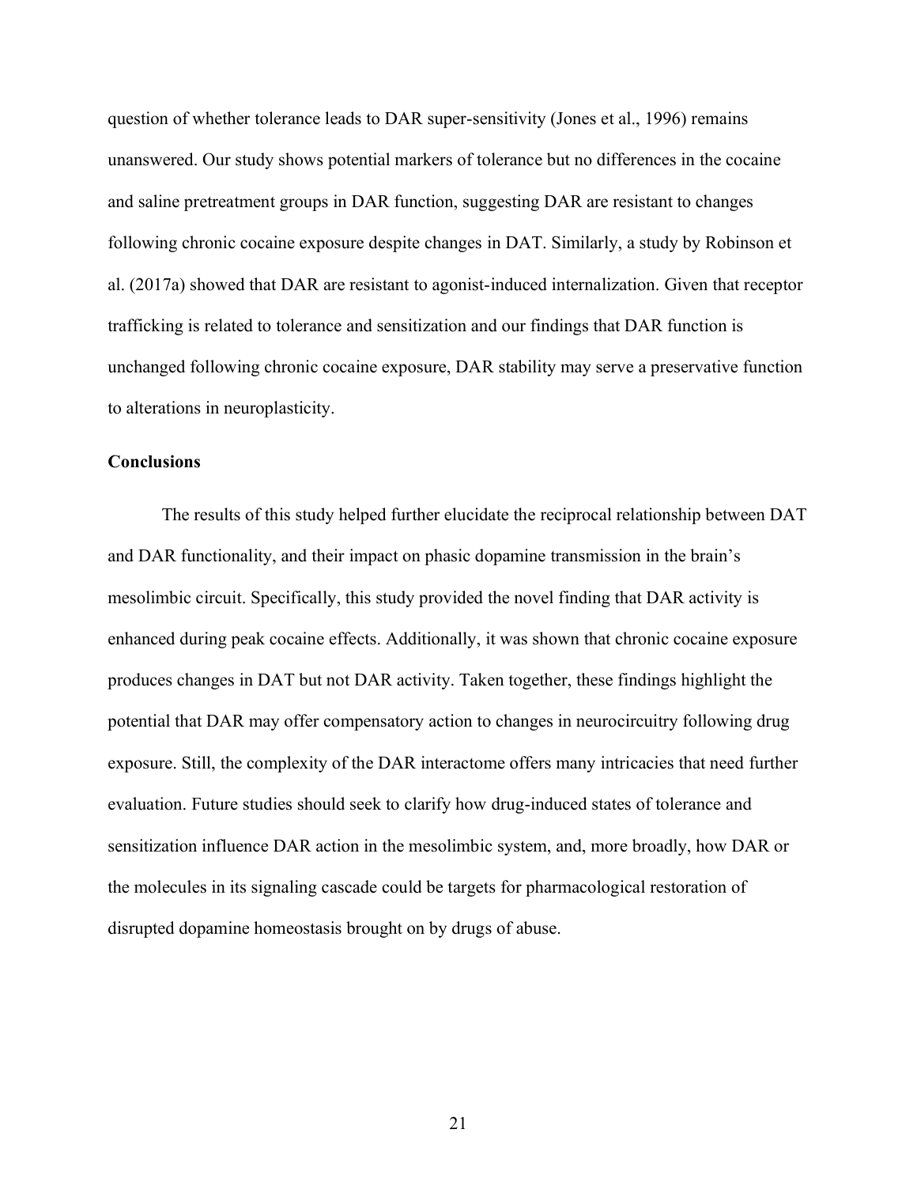question of whether tolerance leads to DAR super-sensitivity (Jones et al., 1996) remains unanswered. Our study shows potential markers of tolerance but no differences in the cocaine and saline pretreatment groups in DAR function, suggesting DAR are resistant to changes following chronic cocaine exposure despite changes in DAT. Similarly, a study by Robinson et al. (2017a) showed that DAR are resistant to agonist-induced internalization. Given that receptor trafficking is related to tolerance and sensitization and our findings that DAR function is unchanged following chronic cocaine exposure, DAR stability may serve a preservative function to alterations in neuroplasticity.

**Conclusions**

The results of this study helped further elucidate the reciprocal relationship between DAT and DAR functionality, and their impact on phasic dopamine transmission in the brain's mesolimbic circuit. Specifically, this study provided the novel finding that DAR activity is enhanced during peak cocaine effects. Additionally, it was shown that chronic cocaine exposure produces changes in DAT but not DAR activity. Taken together, these findings highlight the potential that DAR may offer compensatory action to changes in neurocircuitry following drug exposure. Still, the complexity of the DAR interactome offers many intricacies that need further evaluation. Future studies should seek to clarify how drug-induced states of tolerance and sensitization influence DAR action in the mesolimbic system, and, more broadly, how DAR or the molecules in its signaling cascade could be targets for pharmacological restoration of disrupted dopamine homeostasis brought on by drugs of abuse.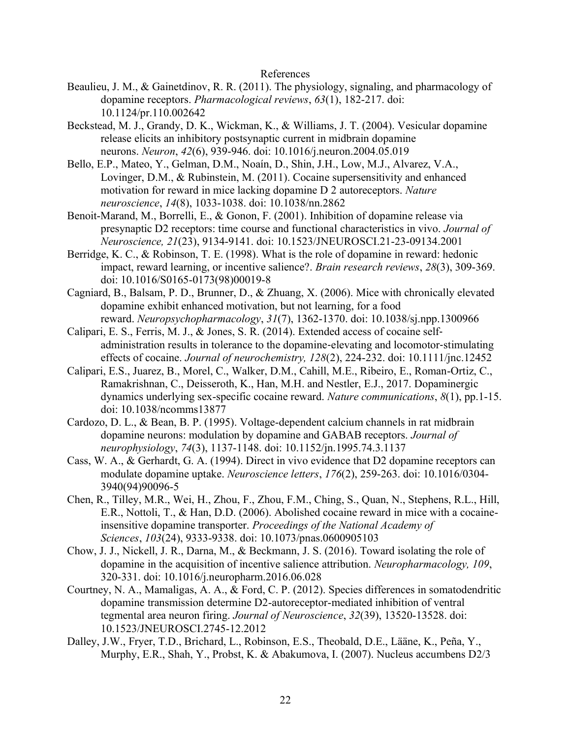# References

Beaulieu, J. M., & Gainetdinov, R. R. (2011). The physiology, signaling, and pharmacology of dopamine receptors. *Pharmacological reviews*, *63*(1), 182-217. doi: 10.1124/pr.110.002642

Beckstead, M. J., Grandy, D. K., Wickman, K., & Williams, J. T. (2004). Vesicular dopamine release elicits an inhibitory postsynaptic current in midbrain dopamine neurons. *Neuron*, *42*(6), 939-946. doi: 10.1016/j.neuron.2004.05.019

Bello, E.P., Mateo, Y., Gelman, D.M., Noaín, D., Shin, J.H., Low, M.J., Alvarez, V.A., Lovinger, D.M., & Rubinstein, M. (2011). Cocaine supersensitivity and enhanced motivation for reward in mice lacking dopamine D 2 autoreceptors. *Nature neuroscience*, *14*(8), 1033-1038. doi: 10.1038/nn.2862

Benoit-Marand, M., Borrelli, E., & Gonon, F. (2001). Inhibition of dopamine release via presynaptic D2 receptors: time course and functional characteristics in vivo. *Journal of Neuroscience, 21*(23), 9134-9141. doi: 10.1523/JNEUROSCI.21-23-09134.2001

Berridge, K. C., & Robinson, T. E. (1998). What is the role of dopamine in reward: hedonic impact, reward learning, or incentive salience?. *Brain research reviews*, *28*(3), 309-369. doi: 10.1016/S0165-0173(98)00019-8

Cagniard, B., Balsam, P. D., Brunner, D., & Zhuang, X. (2006). Mice with chronically elevated dopamine exhibit enhanced motivation, but not learning, for a food reward. *Neuropsychopharmacology*, *31*(7), 1362-1370. doi: 10.1038/sj.npp.1300966

Calipari, E. S., Ferris, M. J., & Jones, S. R. (2014). Extended access of cocaine self-administration results in tolerance to the dopamine-elevating and locomotor-stimulating effects of cocaine. *Journal of neurochemistry, 128*(2), 224-232. doi: 10.1111/jnc.12452

Calipari, E.S., Juarez, B., Morel, C., Walker, D.M., Cahill, M.E., Ribeiro, E., Roman-Ortiz, C., Ramakrishnan, C., Deisseroth, K., Han, M.H. and Nestler, E.J., 2017. Dopaminergic dynamics underlying sex-specific cocaine reward. *Nature communications*, *8*(1), pp.1-15. doi: 10.1038/ncomms13877

Cardozo, D. L., & Bean, B. P. (1995). Voltage-dependent calcium channels in rat midbrain dopamine neurons: modulation by dopamine and GABAB receptors. *Journal of neurophysiology*, *74*(3), 1137-1148. doi: 10.1152/jn.1995.74.3.1137

Cass, W. A., & Gerhardt, G. A. (1994). Direct in vivo evidence that D2 dopamine receptors can modulate dopamine uptake. *Neuroscience letters*, *176*(2), 259-263. doi: 10.1016/0304-3940(94)90096-5

Chen, R., Tilley, M.R., Wei, H., Zhou, F., Zhou, F.M., Ching, S., Quan, N., Stephens, R.L., Hill, E.R., Nottoli, T., & Han, D.D. (2006). Abolished cocaine reward in mice with a cocaine-insensitive dopamine transporter. *Proceedings of the National Academy of Sciences*, *103*(24), 9333-9338. doi: 10.1073/pnas.0600905103

Chow, J. J., Nickell, J. R., Darna, M., & Beckmann, J. S. (2016). Toward isolating the role of dopamine in the acquisition of incentive salience attribution. *Neuropharmacology, 109*, 320-331. doi: 10.1016/j.neuropharm.2016.06.028

Courtney, N. A., Mamaligas, A. A., & Ford, C. P. (2012). Species differences in somatodendritic dopamine transmission determine D2-autoreceptor-mediated inhibition of ventral tegmental area neuron firing. *Journal of Neuroscience*, *32*(39), 13520-13528. doi: 10.1523/JNEUROSCI.2745-12.2012

Dalley, J.W., Fryer, T.D., Brichard, L., Robinson, E.S., Theobald, D.E., Lääne, K., Peña, Y., Murphy, E.R., Shah, Y., Probst, K. & Abakumova, I. (2007). Nucleus accumbens D2/3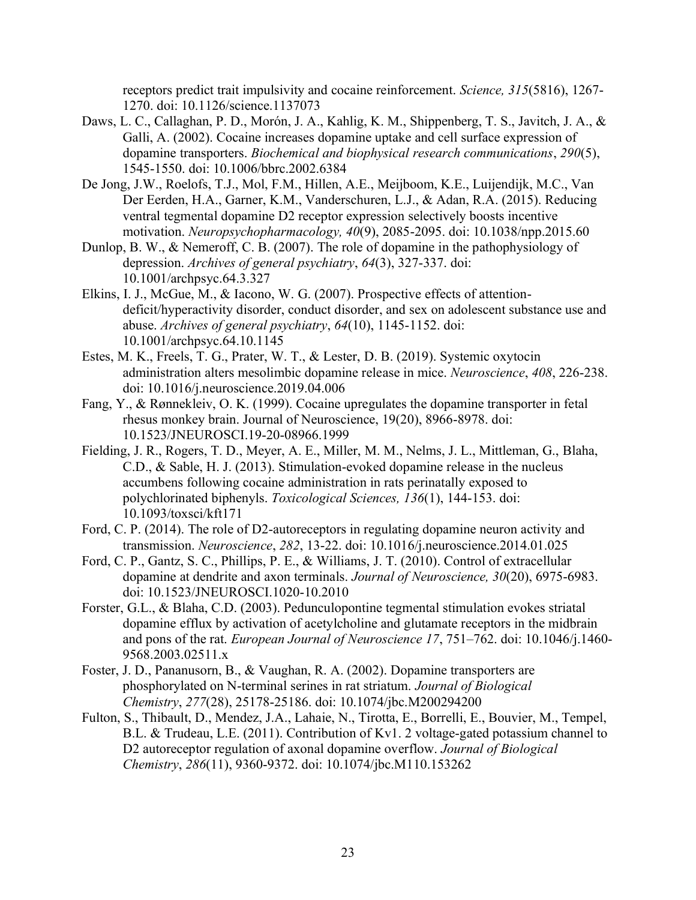receptors predict trait impulsivity and cocaine reinforcement. *Science, 315*(5816), 1267-1270. doi: 10.1126/science.1137073

Daws, L. C., Callaghan, P. D., Morón, J. A., Kahlig, K. M., Shippenberg, T. S., Javitch, J. A., & Galli, A. (2002). Cocaine increases dopamine uptake and cell surface expression of dopamine transporters. *Biochemical and biophysical research communications*, *290*(5), 1545-1550. doi: 10.1006/bbrc.2002.6384

De Jong, J.W., Roelofs, T.J., Mol, F.M., Hillen, A.E., Meijboom, K.E., Luijendijk, M.C., Van Der Eerden, H.A., Garner, K.M., Vanderschuren, L.J., & Adan, R.A. (2015). Reducing ventral tegmental dopamine D2 receptor expression selectively boosts incentive motivation. *Neuropsychopharmacology, 40*(9), 2085-2095. doi: 10.1038/npp.2015.60

Dunlop, B. W., & Nemeroff, C. B. (2007). The role of dopamine in the pathophysiology of depression. *Archives of general psychiatry*, *64*(3), 327-337. doi: 10.1001/archpsyc.64.3.327

Elkins, I. J., McGue, M., & Iacono, W. G. (2007). Prospective effects of attention-deficit/hyperactivity disorder, conduct disorder, and sex on adolescent substance use and abuse. *Archives of general psychiatry*, *64*(10), 1145-1152. doi: 10.1001/archpsyc.64.10.1145

Estes, M. K., Freels, T. G., Prater, W. T., & Lester, D. B. (2019). Systemic oxytocin administration alters mesolimbic dopamine release in mice. *Neuroscience*, *408*, 226-238. doi: 10.1016/j.neuroscience.2019.04.006

Fang, Y., & Rønnekleiv, O. K. (1999). Cocaine upregulates the dopamine transporter in fetal rhesus monkey brain. Journal of Neuroscience, 19(20), 8966-8978. doi: 10.1523/JNEUROSCI.19-20-08966.1999

Fielding, J. R., Rogers, T. D., Meyer, A. E., Miller, M. M., Nelms, J. L., Mittleman, G., Blaha, C.D., & Sable, H. J. (2013). Stimulation-evoked dopamine release in the nucleus accumbens following cocaine administration in rats perinatally exposed to polychlorinated biphenyls. *Toxicological Sciences, 136*(1), 144-153. doi: 10.1093/toxsci/kft171

Ford, C. P. (2014). The role of D2-autoreceptors in regulating dopamine neuron activity and transmission. *Neuroscience*, *282*, 13-22. doi: 10.1016/j.neuroscience.2014.01.025

Ford, C. P., Gantz, S. C., Phillips, P. E., & Williams, J. T. (2010). Control of extracellular dopamine at dendrite and axon terminals. *Journal of Neuroscience, 30*(20), 6975-6983. doi: 10.1523/JNEUROSCI.1020-10.2010

Forster, G.L., & Blaha, C.D. (2003). Pedunculopontine tegmental stimulation evokes striatal dopamine efflux by activation of acetylcholine and glutamate receptors in the midbrain and pons of the rat. *European Journal of Neuroscience 17*, 751–762. doi: 10.1046/j.1460-9568.2003.02511.x

Foster, J. D., Pananusorn, B., & Vaughan, R. A. (2002). Dopamine transporters are phosphorylated on N-terminal serines in rat striatum. *Journal of Biological Chemistry*, *277*(28), 25178-25186. doi: 10.1074/jbc.M200294200

Fulton, S., Thibault, D., Mendez, J.A., Lahaie, N., Tirotta, E., Borrelli, E., Bouvier, M., Tempel, B.L. & Trudeau, L.E. (2011). Contribution of Kv1. 2 voltage-gated potassium channel to D2 autoreceptor regulation of axonal dopamine overflow. *Journal of Biological Chemistry*, *286*(11), 9360-9372. doi: 10.1074/jbc.M110.153262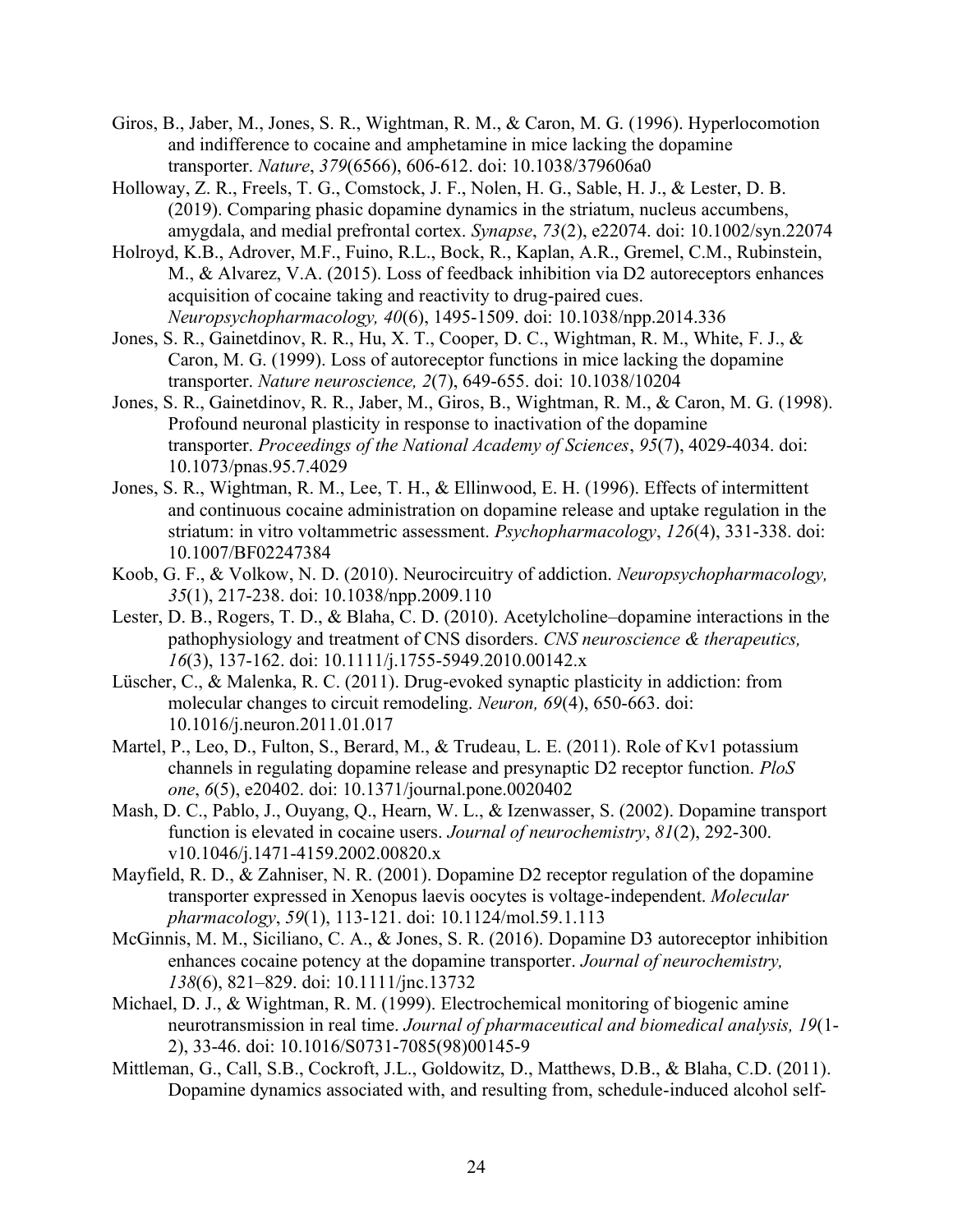Giros, B., Jaber, M., Jones, S. R., Wightman, R. M., & Caron, M. G. (1996). Hyperlocomotion and indifference to cocaine and amphetamine in mice lacking the dopamine transporter. *Nature*, *379*(6566), 606-612. doi: 10.1038/379606a0

Holloway, Z. R., Freels, T. G., Comstock, J. F., Nolen, H. G., Sable, H. J., & Lester, D. B. (2019). Comparing phasic dopamine dynamics in the striatum, nucleus accumbens, amygdala, and medial prefrontal cortex. *Synapse*, *73*(2), e22074. doi: 10.1002/syn.22074

Holroyd, K.B., Adrover, M.F., Fuino, R.L., Bock, R., Kaplan, A.R., Gremel, C.M., Rubinstein, M., & Alvarez, V.A. (2015). Loss of feedback inhibition via D2 autoreceptors enhances acquisition of cocaine taking and reactivity to drug-paired cues. *Neuropsychopharmacology, 40*(6), 1495-1509. doi: 10.1038/npp.2014.336

Jones, S. R., Gainetdinov, R. R., Hu, X. T., Cooper, D. C., Wightman, R. M., White, F. J., & Caron, M. G. (1999). Loss of autoreceptor functions in mice lacking the dopamine transporter. *Nature neuroscience, 2*(7), 649-655. doi: 10.1038/10204

Jones, S. R., Gainetdinov, R. R., Jaber, M., Giros, B., Wightman, R. M., & Caron, M. G. (1998). Profound neuronal plasticity in response to inactivation of the dopamine transporter. *Proceedings of the National Academy of Sciences*, *95*(7), 4029-4034. doi: 10.1073/pnas.95.7.4029

Jones, S. R., Wightman, R. M., Lee, T. H., & Ellinwood, E. H. (1996). Effects of intermittent and continuous cocaine administration on dopamine release and uptake regulation in the striatum: in vitro voltammetric assessment. *Psychopharmacology*, *126*(4), 331-338. doi: 10.1007/BF02247384

Koob, G. F., & Volkow, N. D. (2010). Neurocircuitry of addiction. *Neuropsychopharmacology, 35*(1), 217-238. doi: 10.1038/npp.2009.110

Lester, D. B., Rogers, T. D., & Blaha, C. D. (2010). Acetylcholine–dopamine interactions in the pathophysiology and treatment of CNS disorders. *CNS neuroscience & therapeutics, 16*(3), 137-162. doi: 10.1111/j.1755-5949.2010.00142.x

Lüscher, C., & Malenka, R. C. (2011). Drug-evoked synaptic plasticity in addiction: from molecular changes to circuit remodeling. *Neuron, 69*(4), 650-663. doi: 10.1016/j.neuron.2011.01.017

Martel, P., Leo, D., Fulton, S., Berard, M., & Trudeau, L. E. (2011). Role of Kv1 potassium channels in regulating dopamine release and presynaptic D2 receptor function. *PloS one*, *6*(5), e20402. doi: 10.1371/journal.pone.0020402

Mash, D. C., Pablo, J., Ouyang, Q., Hearn, W. L., & Izenwasser, S. (2002). Dopamine transport function is elevated in cocaine users. *Journal of neurochemistry*, *81*(2), 292-300. v10.1046/j.1471-4159.2002.00820.x

Mayfield, R. D., & Zahniser, N. R. (2001). Dopamine D2 receptor regulation of the dopamine transporter expressed in Xenopus laevis oocytes is voltage-independent. *Molecular pharmacology*, *59*(1), 113-121. doi: 10.1124/mol.59.1.113

McGinnis, M. M., Siciliano, C. A., & Jones, S. R. (2016). Dopamine D3 autoreceptor inhibition enhances cocaine potency at the dopamine transporter. *Journal of neurochemistry, 138*(6), 821–829. doi: 10.1111/jnc.13732

Michael, D. J., & Wightman, R. M. (1999). Electrochemical monitoring of biogenic amine neurotransmission in real time. *Journal of pharmaceutical and biomedical analysis, 19*(1-2), 33-46. doi: 10.1016/S0731-7085(98)00145-9

Mittleman, G., Call, S.B., Cockroft, J.L., Goldowitz, D., Matthews, D.B., & Blaha, C.D. (2011). Dopamine dynamics associated with, and resulting from, schedule-induced alcohol self-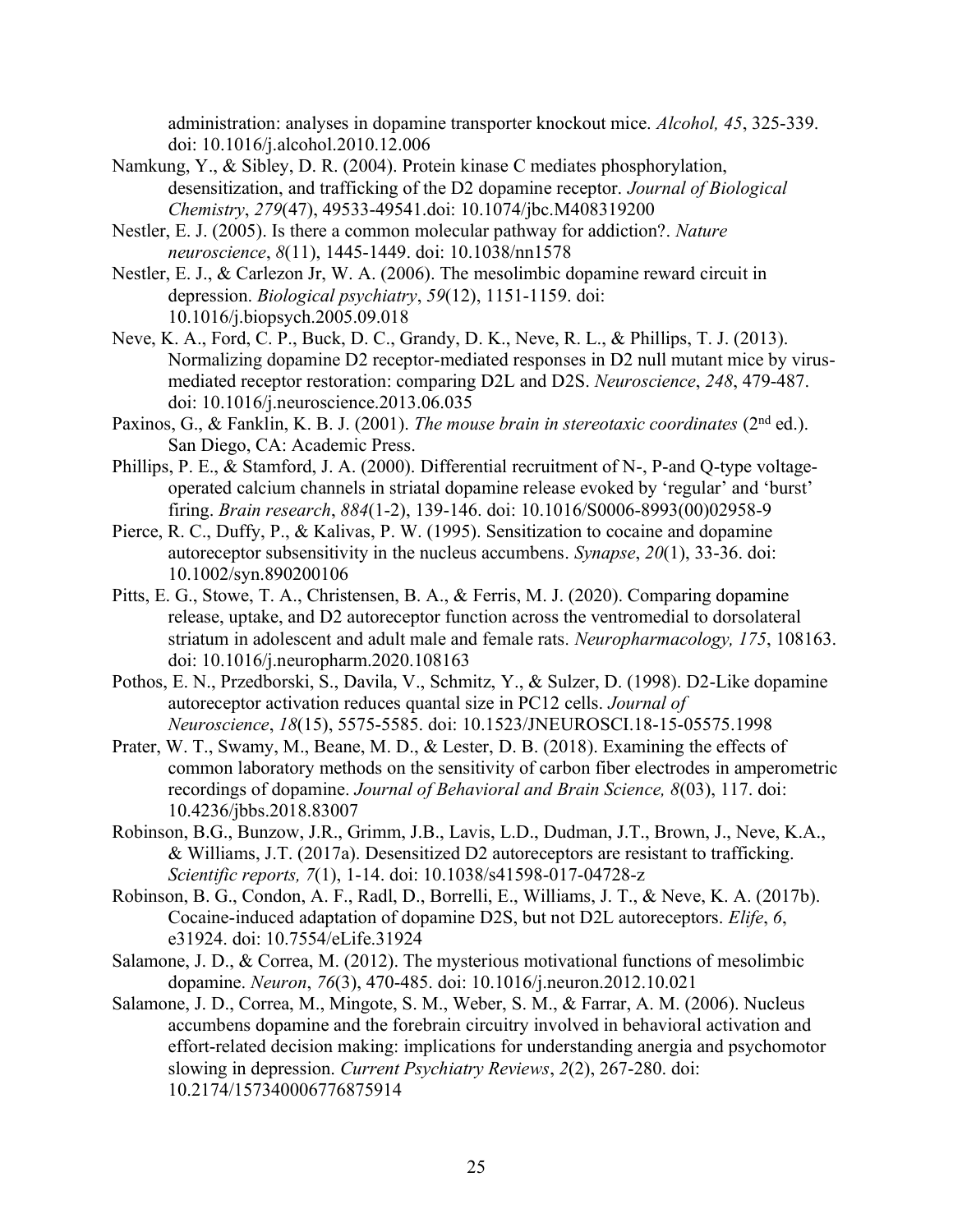administration: analyses in dopamine transporter knockout mice. *Alcohol, 45*, 325-339. doi: 10.1016/j.alcohol.2010.12.006

Namkung, Y., & Sibley, D. R. (2004). Protein kinase C mediates phosphorylation, desensitization, and trafficking of the D2 dopamine receptor. *Journal of Biological Chemistry*, *279*(47), 49533-49541.doi: 10.1074/jbc.M408319200

Nestler, E. J. (2005). Is there a common molecular pathway for addiction?. *Nature neuroscience*, *8*(11), 1445-1449. doi: 10.1038/nn1578

Nestler, E. J., & Carlezon Jr, W. A. (2006). The mesolimbic dopamine reward circuit in depression. *Biological psychiatry*, *59*(12), 1151-1159. doi: 10.1016/j.biopsych.2005.09.018

Neve, K. A., Ford, C. P., Buck, D. C., Grandy, D. K., Neve, R. L., & Phillips, T. J. (2013). Normalizing dopamine D2 receptor-mediated responses in D2 null mutant mice by virus-mediated receptor restoration: comparing D2L and D2S. *Neuroscience*, *248*, 479-487. doi: 10.1016/j.neuroscience.2013.06.035

Paxinos, G., & Fanklin, K. B. J. (2001). *The mouse brain in stereotaxic coordinates* (2nd ed.). San Diego, CA: Academic Press.

Phillips, P. E., & Stamford, J. A. (2000). Differential recruitment of N-, P-and Q-type voltage-operated calcium channels in striatal dopamine release evoked by 'regular' and 'burst' firing. *Brain research*, *884*(1-2), 139-146. doi: 10.1016/S0006-8993(00)02958-9

Pierce, R. C., Duffy, P., & Kalivas, P. W. (1995). Sensitization to cocaine and dopamine autoreceptor subsensitivity in the nucleus accumbens. *Synapse*, *20*(1), 33-36. doi: 10.1002/syn.890200106

Pitts, E. G., Stowe, T. A., Christensen, B. A., & Ferris, M. J. (2020). Comparing dopamine release, uptake, and D2 autoreceptor function across the ventromedial to dorsolateral striatum in adolescent and adult male and female rats. *Neuropharmacology, 175*, 108163. doi: 10.1016/j.neuropharm.2020.108163

Pothos, E. N., Przedborski, S., Davila, V., Schmitz, Y., & Sulzer, D. (1998). D2-Like dopamine autoreceptor activation reduces quantal size in PC12 cells. *Journal of Neuroscience*, *18*(15), 5575-5585. doi: 10.1523/JNEUROSCI.18-15-05575.1998

Prater, W. T., Swamy, M., Beane, M. D., & Lester, D. B. (2018). Examining the effects of common laboratory methods on the sensitivity of carbon fiber electrodes in amperometric recordings of dopamine. *Journal of Behavioral and Brain Science, 8*(03), 117. doi: 10.4236/jbbs.2018.83007

Robinson, B.G., Bunzow, J.R., Grimm, J.B., Lavis, L.D., Dudman, J.T., Brown, J., Neve, K.A., & Williams, J.T. (2017a). Desensitized D2 autoreceptors are resistant to trafficking. *Scientific reports, 7*(1), 1-14. doi: 10.1038/s41598-017-04728-z

Robinson, B. G., Condon, A. F., Radl, D., Borrelli, E., Williams, J. T., & Neve, K. A. (2017b). Cocaine-induced adaptation of dopamine D2S, but not D2L autoreceptors. *Elife*, *6*, e31924. doi: 10.7554/eLife.31924

Salamone, J. D., & Correa, M. (2012). The mysterious motivational functions of mesolimbic dopamine. *Neuron*, *76*(3), 470-485. doi: 10.1016/j.neuron.2012.10.021

Salamone, J. D., Correa, M., Mingote, S. M., Weber, S. M., & Farrar, A. M. (2006). Nucleus accumbens dopamine and the forebrain circuitry involved in behavioral activation and effort-related decision making: implications for understanding anergia and psychomotor slowing in depression. *Current Psychiatry Reviews*, *2*(2), 267-280. doi: 10.2174/157340006776875914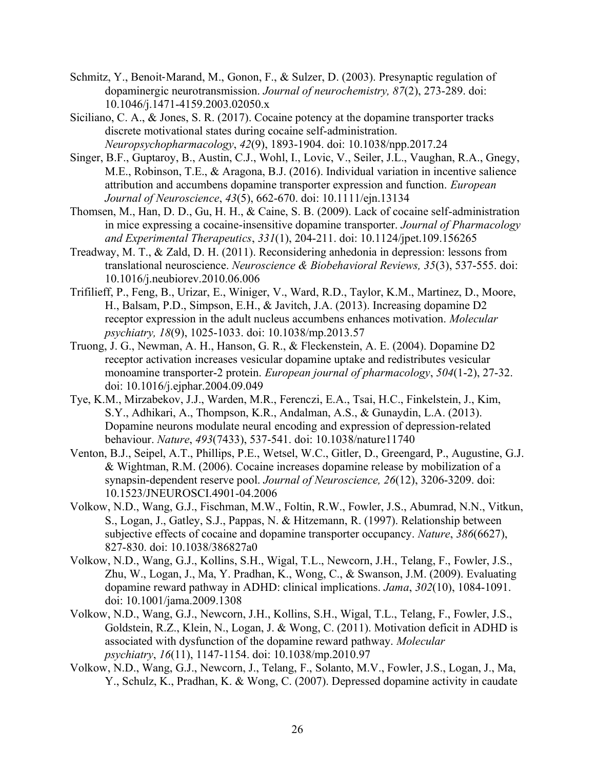Schmitz, Y., Benoit‐Marand, M., Gonon, F., & Sulzer, D. (2003). Presynaptic regulation of dopaminergic neurotransmission. *Journal of neurochemistry, 87*(2), 273-289. doi: 10.1046/j.1471-4159.2003.02050.x

Siciliano, C. A., & Jones, S. R. (2017). Cocaine potency at the dopamine transporter tracks discrete motivational states during cocaine self-administration. *Neuropsychopharmacology*, *42*(9), 1893-1904. doi: 10.1038/npp.2017.24

Singer, B.F., Guptaroy, B., Austin, C.J., Wohl, I., Lovic, V., Seiler, J.L., Vaughan, R.A., Gnegy, M.E., Robinson, T.E., & Aragona, B.J. (2016). Individual variation in incentive salience attribution and accumbens dopamine transporter expression and function. *European Journal of Neuroscience*, *43*(5), 662-670. doi: 10.1111/ejn.13134

Thomsen, M., Han, D. D., Gu, H. H., & Caine, S. B. (2009). Lack of cocaine self-administration in mice expressing a cocaine-insensitive dopamine transporter. *Journal of Pharmacology and Experimental Therapeutics*, *331*(1), 204-211. doi: 10.1124/jpet.109.156265

Treadway, M. T., & Zald, D. H. (2011). Reconsidering anhedonia in depression: lessons from translational neuroscience. *Neuroscience & Biobehavioral Reviews, 35*(3), 537-555. doi: 10.1016/j.neubiorev.2010.06.006

Trifilieff, P., Feng, B., Urizar, E., Winiger, V., Ward, R.D., Taylor, K.M., Martinez, D., Moore, H., Balsam, P.D., Simpson, E.H., & Javitch, J.A. (2013). Increasing dopamine D2 receptor expression in the adult nucleus accumbens enhances motivation. *Molecular psychiatry, 18*(9), 1025-1033. doi: 10.1038/mp.2013.57

Truong, J. G., Newman, A. H., Hanson, G. R., & Fleckenstein, A. E. (2004). Dopamine D2 receptor activation increases vesicular dopamine uptake and redistributes vesicular monoamine transporter-2 protein. *European journal of pharmacology*, *504*(1-2), 27-32. doi: 10.1016/j.ejphar.2004.09.049

Tye, K.M., Mirzabekov, J.J., Warden, M.R., Ferenczi, E.A., Tsai, H.C., Finkelstein, J., Kim, S.Y., Adhikari, A., Thompson, K.R., Andalman, A.S., & Gunaydin, L.A. (2013). Dopamine neurons modulate neural encoding and expression of depression-related behaviour. *Nature*, *493*(7433), 537-541. doi: 10.1038/nature11740

Venton, B.J., Seipel, A.T., Phillips, P.E., Wetsel, W.C., Gitler, D., Greengard, P., Augustine, G.J. & Wightman, R.M. (2006). Cocaine increases dopamine release by mobilization of a synapsin-dependent reserve pool. *Journal of Neuroscience, 26*(12), 3206-3209. doi: 10.1523/JNEUROSCI.4901-04.2006

Volkow, N.D., Wang, G.J., Fischman, M.W., Foltin, R.W., Fowler, J.S., Abumrad, N.N., Vitkun, S., Logan, J., Gatley, S.J., Pappas, N. & Hitzemann, R. (1997). Relationship between subjective effects of cocaine and dopamine transporter occupancy. *Nature*, *386*(6627), 827-830. doi: 10.1038/386827a0

Volkow, N.D., Wang, G.J., Kollins, S.H., Wigal, T.L., Newcorn, J.H., Telang, F., Fowler, J.S., Zhu, W., Logan, J., Ma, Y. Pradhan, K., Wong, C., & Swanson, J.M. (2009). Evaluating dopamine reward pathway in ADHD: clinical implications. *Jama*, *302*(10), 1084-1091. doi: 10.1001/jama.2009.1308

Volkow, N.D., Wang, G.J., Newcorn, J.H., Kollins, S.H., Wigal, T.L., Telang, F., Fowler, J.S., Goldstein, R.Z., Klein, N., Logan, J. & Wong, C. (2011). Motivation deficit in ADHD is associated with dysfunction of the dopamine reward pathway. *Molecular psychiatry*, *16*(11), 1147-1154. doi: 10.1038/mp.2010.97

Volkow, N.D., Wang, G.J., Newcorn, J., Telang, F., Solanto, M.V., Fowler, J.S., Logan, J., Ma, Y., Schulz, K., Pradhan, K. & Wong, C. (2007). Depressed dopamine activity in caudate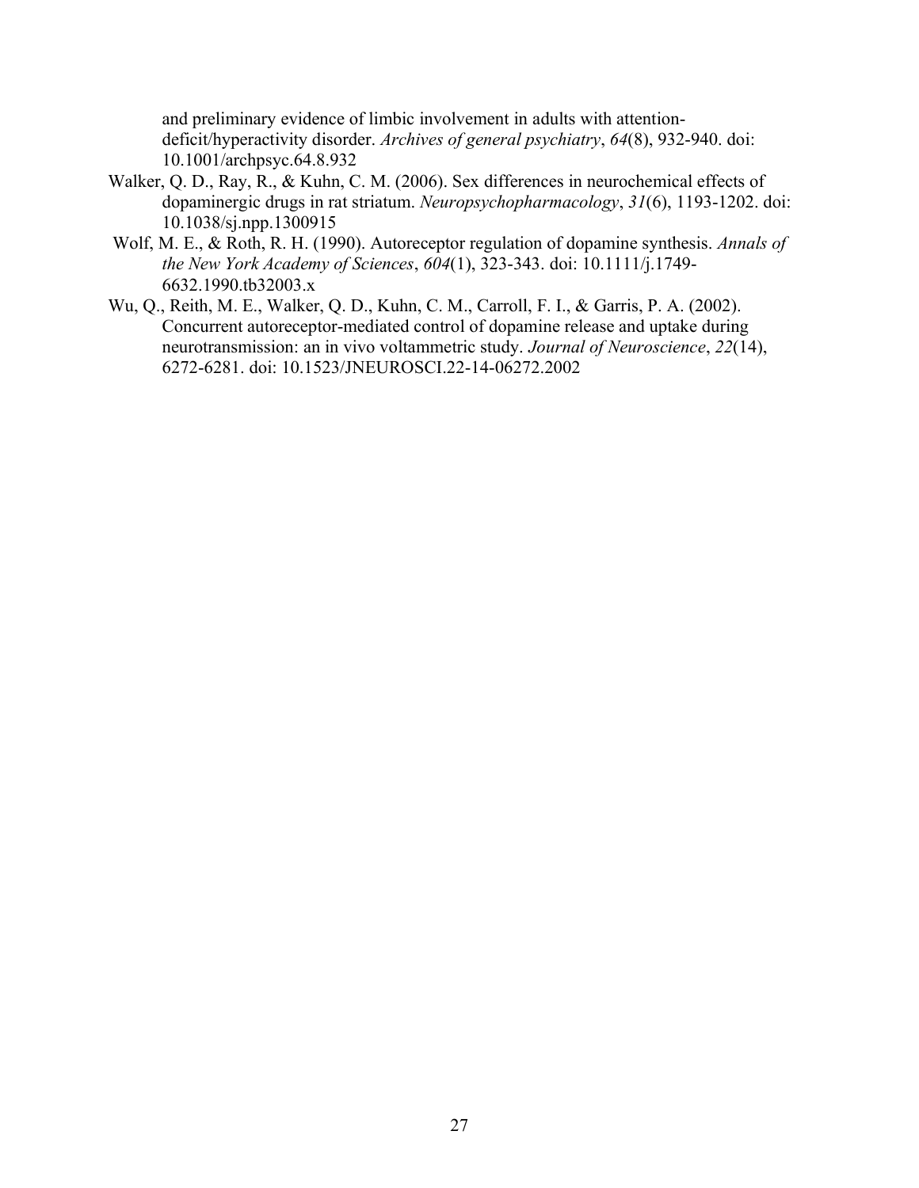and preliminary evidence of limbic involvement in adults with attention-deficit/hyperactivity disorder. *Archives of general psychiatry*, *64*(8), 932-940. doi: 10.1001/archpsyc.64.8.932

Walker, Q. D., Ray, R., & Kuhn, C. M. (2006). Sex differences in neurochemical effects of dopaminergic drugs in rat striatum. *Neuropsychopharmacology*, *31*(6), 1193-1202. doi: 10.1038/sj.npp.1300915

Wolf, M. E., & Roth, R. H. (1990). Autoreceptor regulation of dopamine synthesis. *Annals of the New York Academy of Sciences*, *604*(1), 323-343. doi: 10.1111/j.1749-6632.1990.tb32003.x

Wu, Q., Reith, M. E., Walker, Q. D., Kuhn, C. M., Carroll, F. I., & Garris, P. A. (2002). Concurrent autoreceptor-mediated control of dopamine release and uptake during neurotransmission: an in vivo voltammetric study. *Journal of Neuroscience*, *22*(14), 6272-6281. doi: 10.1523/JNEUROSCI.22-14-06272.2002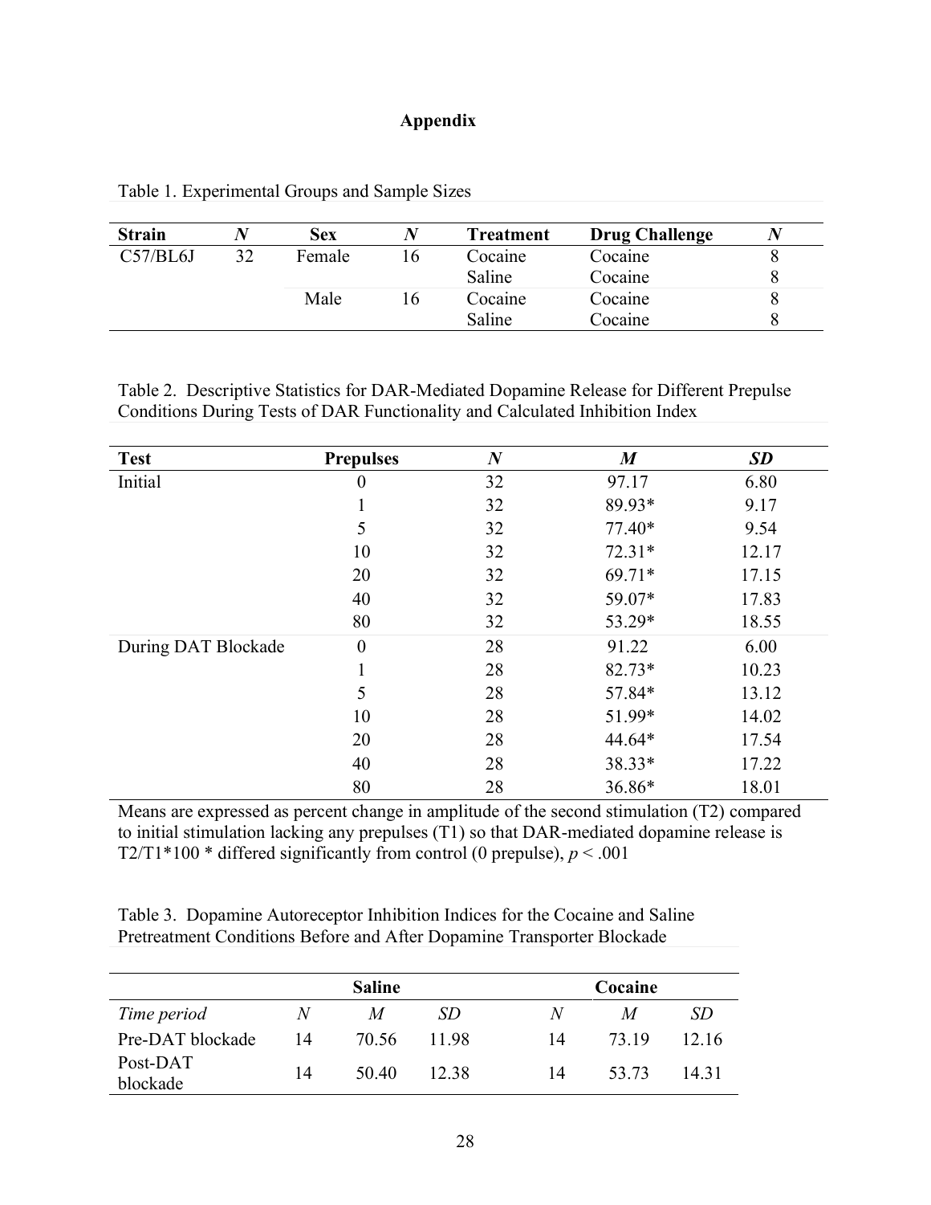# Appendix

Table 1. Experimental Groups and Sample Sizes

| **Strain** | ***N*** | **Sex** | ***N*** | **Treatment** | **Drug Challenge** | ***N*** |
|---|---|---|---|---|---|---|
| C57/BL6J | 32 | Female | 16 | Cocaine | Cocaine | 8 |
| | | | | Saline | Cocaine | 8 |
| | | Male | 16 | Cocaine | Cocaine | 8 |
| | | | | Saline | Cocaine | 8 |

Table 2. Descriptive Statistics for DAR-Mediated Dopamine Release for Different Prepulse Conditions During Tests of DAR Functionality and Calculated Inhibition Index

| **Test** | **Prepulses** | ***N*** | ***M*** | ***SD*** |
|---|---|---|---|---|
| Initial | 0 | 32 | 97.17 | 6.80 |
| | 1 | 32 | 89.93* | 9.17 |
| | 5 | 32 | 77.40* | 9.54 |
| | 10 | 32 | 72.31* | 12.17 |
| | 20 | 32 | 69.71* | 17.15 |
| | 40 | 32 | 59.07* | 17.83 |
| | 80 | 32 | 53.29* | 18.55 |
| During DAT Blockade | 0 | 28 | 91.22 | 6.00 |
| | 1 | 28 | 82.73* | 10.23 |
| | 5 | 28 | 57.84* | 13.12 |
| | 10 | 28 | 51.99* | 14.02 |
| | 20 | 28 | 44.64* | 17.54 |
| | 40 | 28 | 38.33* | 17.22 |
| | 80 | 28 | 36.86* | 18.01 |

Means are expressed as percent change in amplitude of the second stimulation (T2) compared to initial stimulation lacking any prepulses (T1) so that DAR-mediated dopamine release is T2/T1*100 * differed significantly from control (0 prepulse), $p < .001$

Table 3. Dopamine Autoreceptor Inhibition Indices for the Cocaine and Saline Pretreatment Conditions Before and After Dopamine Transporter Blockade

| | **Saline** | | | **Cocaine** | | |
|---|---|---|---|---|---|---|
| *Time period* | *N* | *M* | *SD* | *N* | *M* | *SD* |
| Pre-DAT blockade | 14 | 70.56 | 11.98 | 14 | 73.19 | 12.16 |
| Post-DAT blockade | 14 | 50.40 | 12.38 | 14 | 53.73 | 14.31 |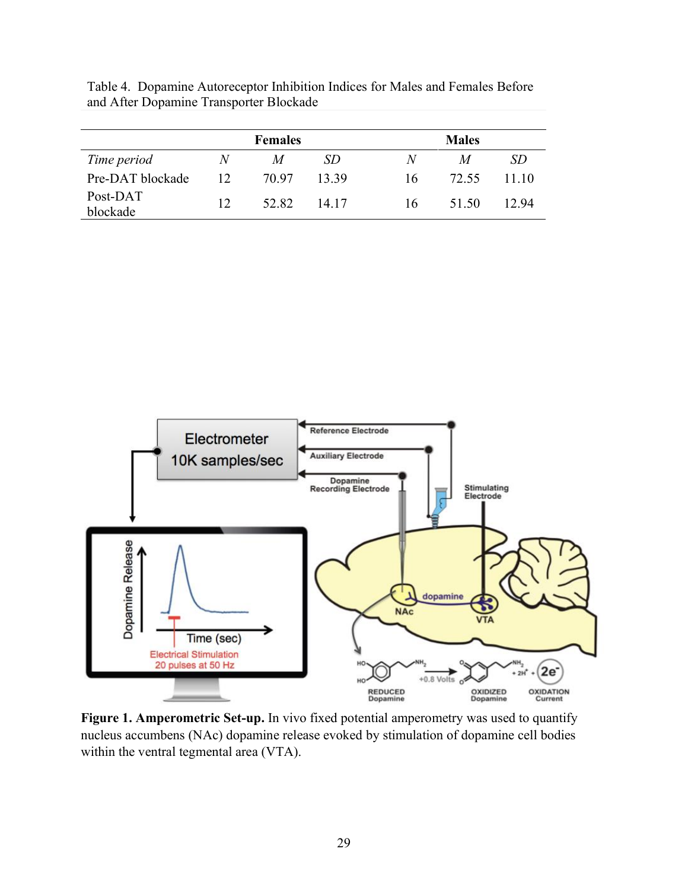Table 4. Dopamine Autoreceptor Inhibition Indices for Males and Females Before and After Dopamine Transporter Blockade

| | Females | | | Males | | |
|---|---|---|---|---|---|---|
| *Time period* | *N* | *M* | *SD* | *N* | *M* | *SD* |
| Pre-DAT blockade | 12 | 70.97 | 13.39 | 16 | 72.55 | 11.10 |
| Post-DAT blockade | 12 | 52.82 | 14.17 | 16 | 51.50 | 12.94 |

**Figure 1. Amperometric Set-up.** In vivo fixed potential amperometry was used to quantify nucleus accumbens (NAc) dopamine release evoked by stimulation of dopamine cell bodies within the ventral tegmental area (VTA).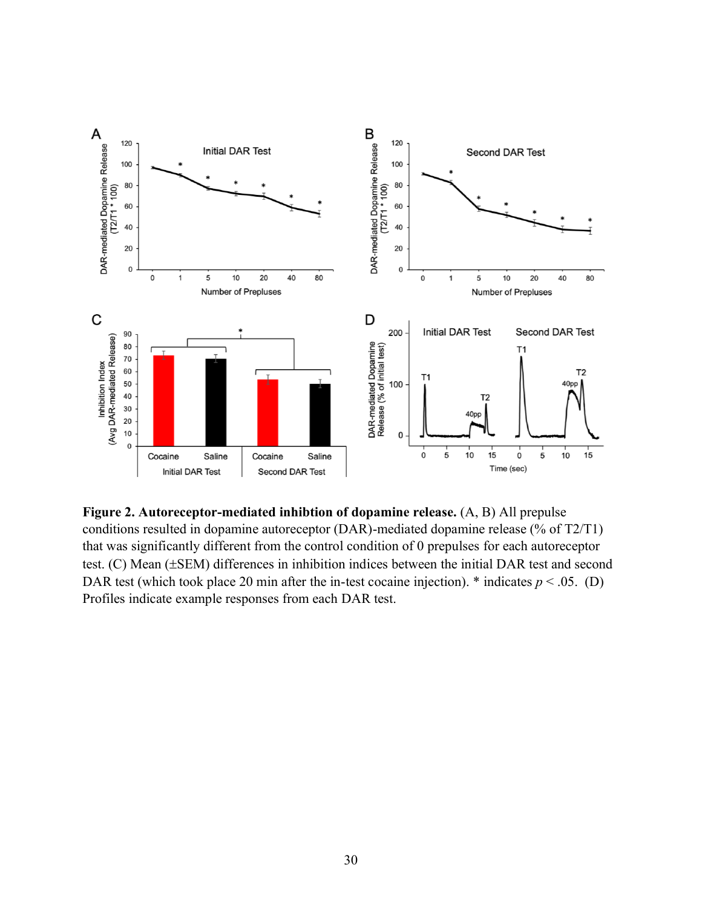**Figure 2. Autoreceptor-mediated inhibtion of dopamine release.** (A, B) All prepulse conditions resulted in dopamine autoreceptor (DAR)-mediated dopamine release (% of T2/T1) that was significantly different from the control condition of 0 prepulses for each autoreceptor test. (C) Mean (±SEM) differences in inhibition indices between the initial DAR test and second DAR test (which took place 20 min after the in-test cocaine injection). * indicates $p < .05$. (D) Profiles indicate example responses from each DAR test.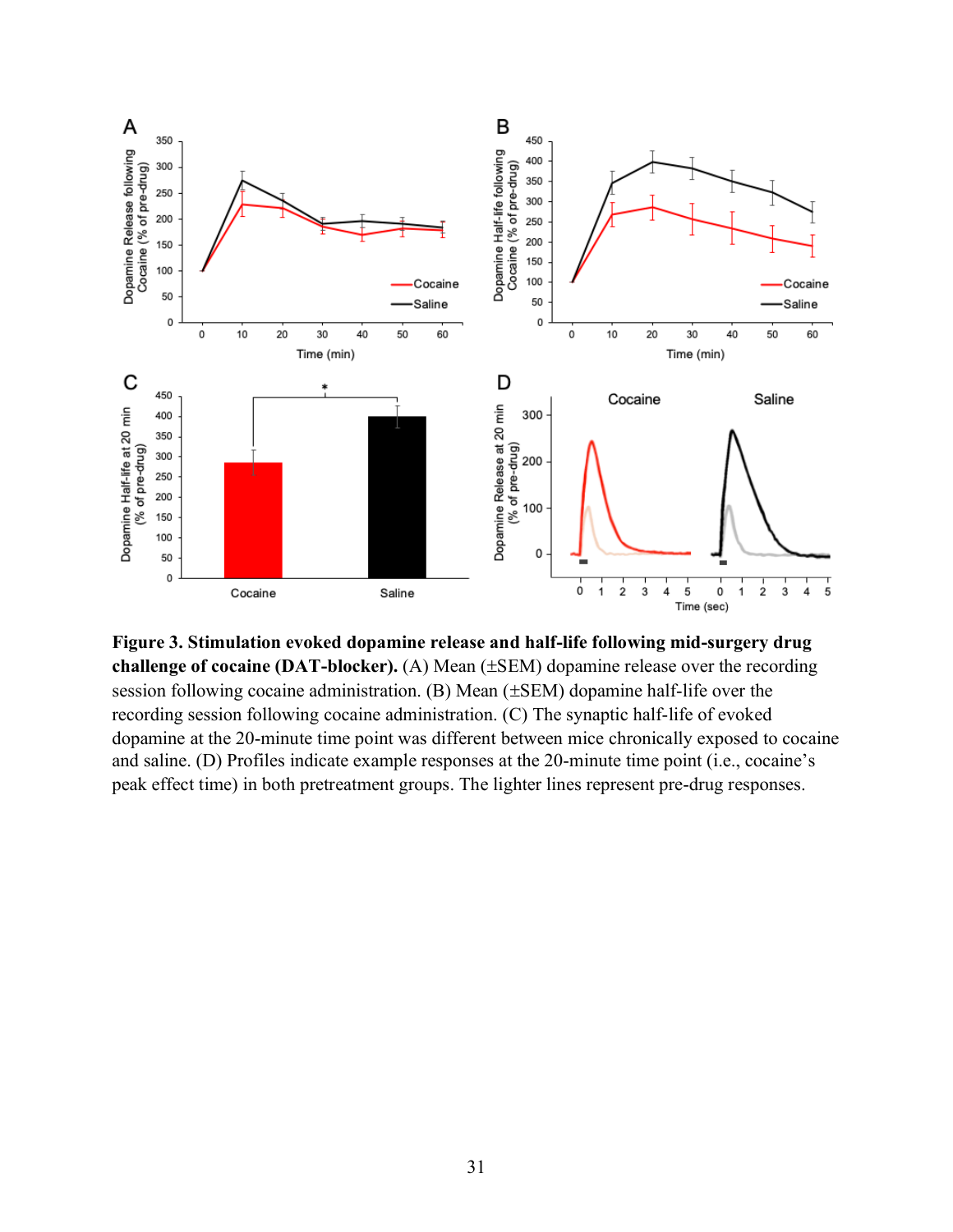A

Dopamine Release following Cocaine (% of pre-drug)

350
300
250
200
150
100
50
0

0 10 20 30 40 50 60

Time (min)

Cocaine
Saline

B

Dopamine Half-life following Cocaine (% of pre-drug)

450
400
350
300
250
200
150
100
50
0

0 10 20 30 40 50 60

Time (min)

Cocaine
Saline

C

Dopamine Half-life at 20 min (% of pre-drug)

450
400
350
300
250
200
150
100
50
0

*

Cocaine Saline

D

Dopamine Release at 20 min (% of pre-drug)

Cocaine Saline

300
200
100
0

0 1 2 3 4 5 0 1 2 3 4 5

Time (sec)

**Figure 3. Stimulation evoked dopamine release and half-life following mid-surgery drug challenge of cocaine (DAT-blocker).** (A) Mean (±SEM) dopamine release over the recording session following cocaine administration. (B) Mean (±SEM) dopamine half-life over the recording session following cocaine administration. (C) The synaptic half-life of evoked dopamine at the 20-minute time point was different between mice chronically exposed to cocaine and saline. (D) Profiles indicate example responses at the 20-minute time point (i.e., cocaine's peak effect time) in both pretreatment groups. The lighter lines represent pre-drug responses.